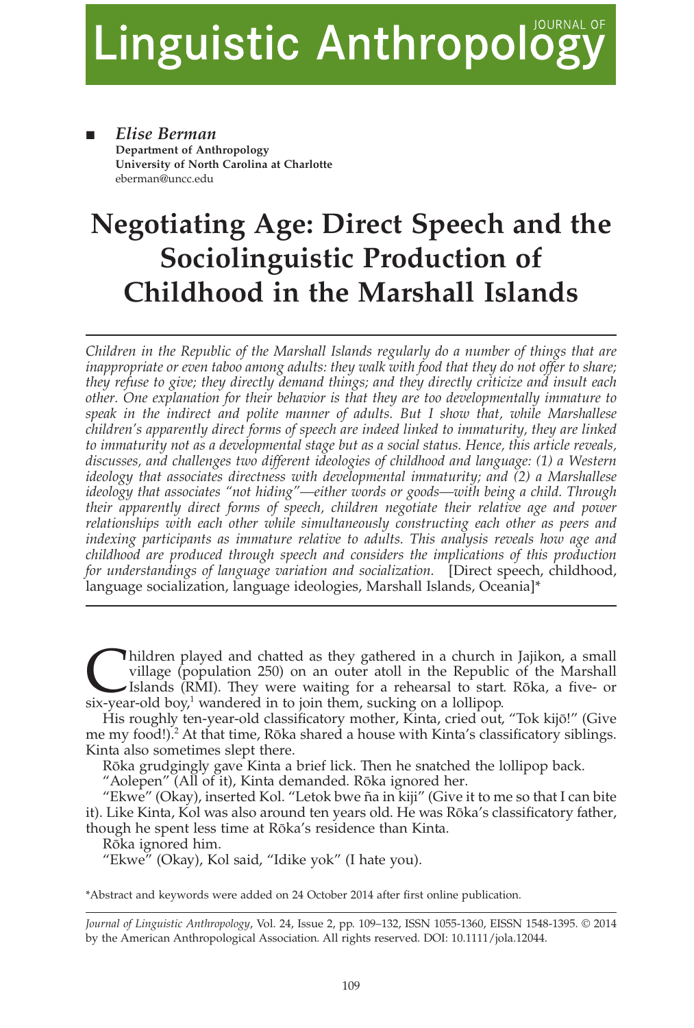■ *Elise Berman*
**Department of Anthropology**
**University of North Carolina at Charlotte**
eberman@uncc.edu

# Negotiating Age: Direct Speech and the Sociolinguistic Production of Childhood in the Marshall Islands

*Children in the Republic of the Marshall Islands regularly do a number of things that are inappropriate or even taboo among adults: they walk with food that they do not offer to share; they refuse to give; they directly demand things; and they directly criticize and insult each other. One explanation for their behavior is that they are too developmentally immature to speak in the indirect and polite manner of adults. But I show that, while Marshallese children's apparently direct forms of speech are indeed linked to immaturity, they are linked to immaturity not as a developmental stage but as a social status. Hence, this article reveals, discusses, and challenges two different ideologies of childhood and language: (1) a Western ideology that associates directness with developmental immaturity; and (2) a Marshallese ideology that associates "not hiding"—either words or goods—with being a child. Through their apparently direct forms of speech, children negotiate their relative age and power relationships with each other while simultaneously constructing each other as peers and indexing participants as immature relative to adults. This analysis reveals how age and childhood are produced through speech and considers the implications of this production for understandings of language variation and socialization.* [Direct speech, childhood, language socialization, language ideologies, Marshall Islands, Oceania]*

Children played and chatted as they gathered in a church in Jajikon, a small village (population 250) on an outer atoll in the Republic of the Marshall Islands (RMI). They were waiting for a rehearsal to start. Rōka, a five- or six-year-old boy,[1] wandered in to join them, sucking on a lollipop.

His roughly ten-year-old classificatory mother, Kinta, cried out, "Tok kijō!" (Give me my food!).[2] At that time, Rōka shared a house with Kinta's classificatory siblings. Kinta also sometimes slept there.

Rōka grudgingly gave Kinta a brief lick. Then he snatched the lollipop back.

"Aolepen" (All of it), Kinta demanded. Rōka ignored her.

"Ekwe" (Okay), inserted Kol. "Letok bwe ña in kiji" (Give it to me so that I can bite it). Like Kinta, Kol was also around ten years old. He was Rōka's classificatory father, though he spent less time at Rōka's residence than Kinta.

Rōka ignored him.

"Ekwe" (Okay), Kol said, "Idike yok" (I hate you).

*Abstract and keywords were added on 24 October 2014 after first online publication.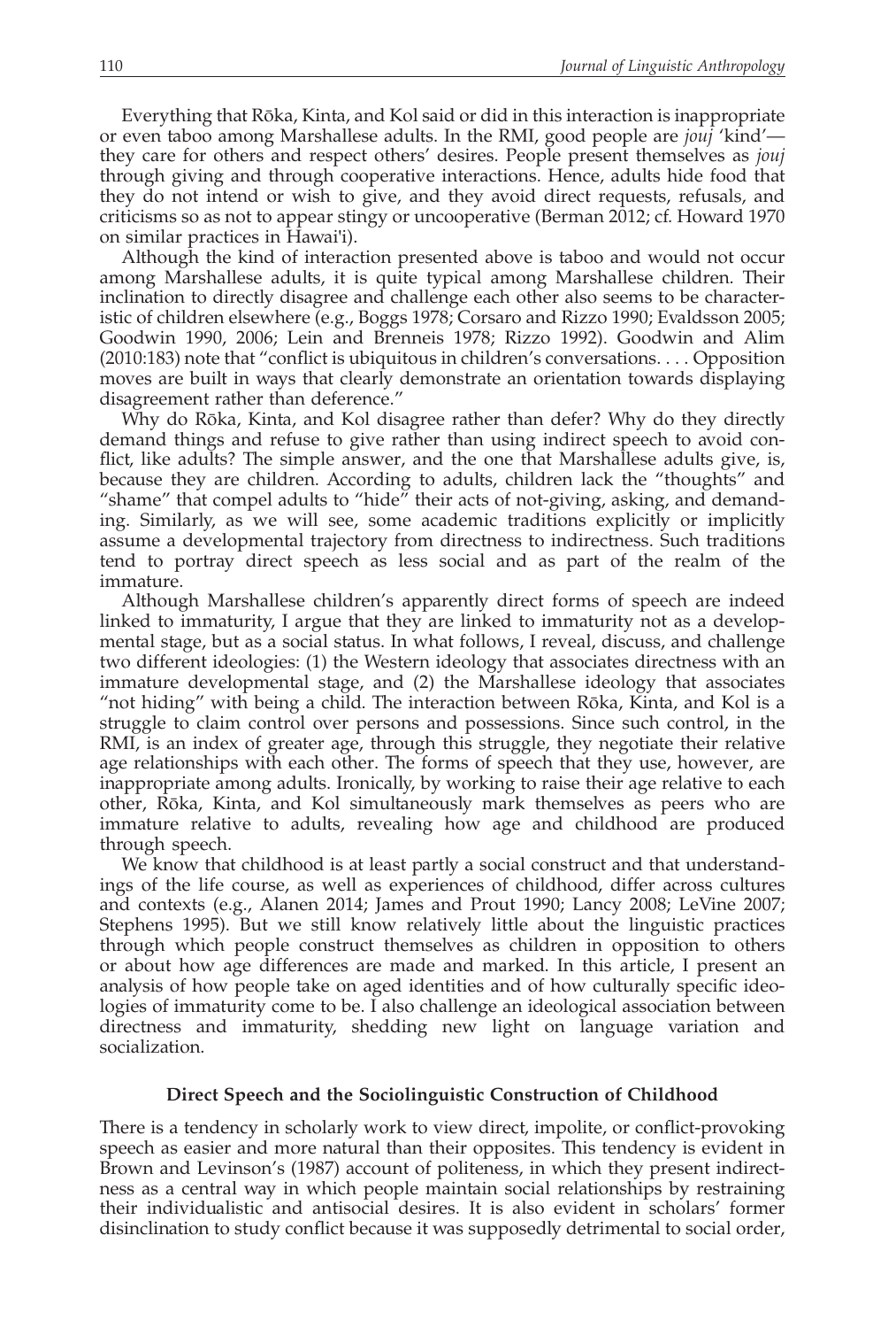Everything that Rōka, Kinta, and Kol said or did in this interaction is inappropriate or even taboo among Marshallese adults. In the RMI, good people are *jouj* 'kind'—they care for others and respect others' desires. People present themselves as *jouj* through giving and through cooperative interactions. Hence, adults hide food that they do not intend or wish to give, and they avoid direct requests, refusals, and criticisms so as not to appear stingy or uncooperative (Berman 2012; cf. Howard 1970 on similar practices in Hawai'i).

Although the kind of interaction presented above is taboo and would not occur among Marshallese adults, it is quite typical among Marshallese children. Their inclination to directly disagree and challenge each other also seems to be characteristic of children elsewhere (e.g., Boggs 1978; Corsaro and Rizzo 1990; Evaldsson 2005; Goodwin 1990, 2006; Lein and Brenneis 1978; Rizzo 1992). Goodwin and Alim (2010:183) note that "conflict is ubiquitous in children's conversations. . . . Opposition moves are built in ways that clearly demonstrate an orientation towards displaying disagreement rather than deference."

Why do Rōka, Kinta, and Kol disagree rather than defer? Why do they directly demand things and refuse to give rather than using indirect speech to avoid conflict, like adults? The simple answer, and the one that Marshallese adults give, is, because they are children. According to adults, children lack the "thoughts" and "shame" that compel adults to "hide" their acts of not-giving, asking, and demanding. Similarly, as we will see, some academic traditions explicitly or implicitly assume a developmental trajectory from directness to indirectness. Such traditions tend to portray direct speech as less social and as part of the realm of the immature.

Although Marshallese children's apparently direct forms of speech are indeed linked to immaturity, I argue that they are linked to immaturity not as a developmental stage, but as a social status. In what follows, I reveal, discuss, and challenge two different ideologies: (1) the Western ideology that associates directness with an immature developmental stage, and (2) the Marshallese ideology that associates "not hiding" with being a child. The interaction between Rōka, Kinta, and Kol is a struggle to claim control over persons and possessions. Since such control, in the RMI, is an index of greater age, through this struggle, they negotiate their relative age relationships with each other. The forms of speech that they use, however, are inappropriate among adults. Ironically, by working to raise their age relative to each other, Rōka, Kinta, and Kol simultaneously mark themselves as peers who are immature relative to adults, revealing how age and childhood are produced through speech.

We know that childhood is at least partly a social construct and that understandings of the life course, as well as experiences of childhood, differ across cultures and contexts (e.g., Alanen 2014; James and Prout 1990; Lancy 2008; LeVine 2007; Stephens 1995). But we still know relatively little about the linguistic practices through which people construct themselves as children in opposition to others or about how age differences are made and marked. In this article, I present an analysis of how people take on aged identities and of how culturally specific ideologies of immaturity come to be. I also challenge an ideological association between directness and immaturity, shedding new light on language variation and socialization.

## Direct Speech and the Sociolinguistic Construction of Childhood

There is a tendency in scholarly work to view direct, impolite, or conflict-provoking speech as easier and more natural than their opposites. This tendency is evident in Brown and Levinson's (1987) account of politeness, in which they present indirectness as a central way in which people maintain social relationships by restraining their individualistic and antisocial desires. It is also evident in scholars' former disinclination to study conflict because it was supposedly detrimental to social order,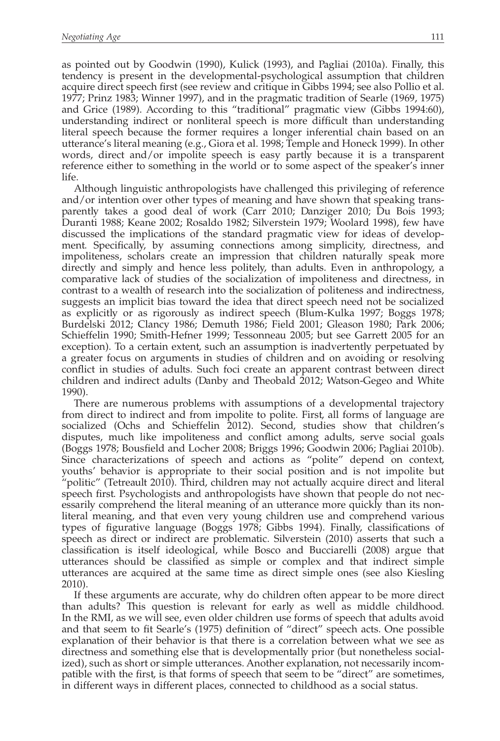as pointed out by Goodwin (1990), Kulick (1993), and Pagliai (2010a). Finally, this tendency is present in the developmental-psychological assumption that children acquire direct speech first (see review and critique in Gibbs 1994; see also Pollio et al. 1977; Prinz 1983; Winner 1997), and in the pragmatic tradition of Searle (1969, 1975) and Grice (1989). According to this "traditional" pragmatic view (Gibbs 1994:60), understanding indirect or nonliteral speech is more difficult than understanding literal speech because the former requires a longer inferential chain based on an utterance's literal meaning (e.g., Giora et al. 1998; Temple and Honeck 1999). In other words, direct and/or impolite speech is easy partly because it is a transparent reference either to something in the world or to some aspect of the speaker's inner life.

Although linguistic anthropologists have challenged this privileging of reference and/or intention over other types of meaning and have shown that speaking transparently takes a good deal of work (Carr 2010; Danziger 2010; Du Bois 1993; Duranti 1988; Keane 2002; Rosaldo 1982; Silverstein 1979; Woolard 1998), few have discussed the implications of the standard pragmatic view for ideas of development. Specifically, by assuming connections among simplicity, directness, and impoliteness, scholars create an impression that children naturally speak more directly and simply and hence less politely, than adults. Even in anthropology, a comparative lack of studies of the socialization of impoliteness and directness, in contrast to a wealth of research into the socialization of politeness and indirectness, suggests an implicit bias toward the idea that direct speech need not be socialized as explicitly or as rigorously as indirect speech (Blum-Kulka 1997; Boggs 1978; Burdelski 2012; Clancy 1986; Demuth 1986; Field 2001; Gleason 1980; Park 2006; Schieffelin 1990; Smith-Hefner 1999; Tessonneau 2005; but see Garrett 2005 for an exception). To a certain extent, such an assumption is inadvertently perpetuated by a greater focus on arguments in studies of children and on avoiding or resolving conflict in studies of adults. Such foci create an apparent contrast between direct children and indirect adults (Danby and Theobald 2012; Watson-Gegeo and White 1990).

There are numerous problems with assumptions of a developmental trajectory from direct to indirect and from impolite to polite. First, all forms of language are socialized (Ochs and Schieffelin 2012). Second, studies show that children's disputes, much like impoliteness and conflict among adults, serve social goals (Boggs 1978; Bousfield and Locher 2008; Briggs 1996; Goodwin 2006; Pagliai 2010b). Since characterizations of speech and actions as "polite" depend on context, youths' behavior is appropriate to their social position and is not impolite but "politic" (Tetreault 2010). Third, children may not actually acquire direct and literal speech first. Psychologists and anthropologists have shown that people do not necessarily comprehend the literal meaning of an utterance more quickly than its nonliteral meaning, and that even very young children use and comprehend various types of figurative language (Boggs 1978; Gibbs 1994). Finally, classifications of speech as direct or indirect are problematic. Silverstein (2010) asserts that such a classification is itself ideological, while Bosco and Bucciarelli (2008) argue that utterances should be classified as simple or complex and that indirect simple utterances are acquired at the same time as direct simple ones (see also Kiesling 2010).

If these arguments are accurate, why do children often appear to be more direct than adults? This question is relevant for early as well as middle childhood. In the RMI, as we will see, even older children use forms of speech that adults avoid and that seem to fit Searle's (1975) definition of "direct" speech acts. One possible explanation of their behavior is that there is a correlation between what we see as directness and something else that is developmentally prior (but nonetheless socialized), such as short or simple utterances. Another explanation, not necessarily incompatible with the first, is that forms of speech that seem to be "direct" are sometimes, in different ways in different places, connected to childhood as a social status.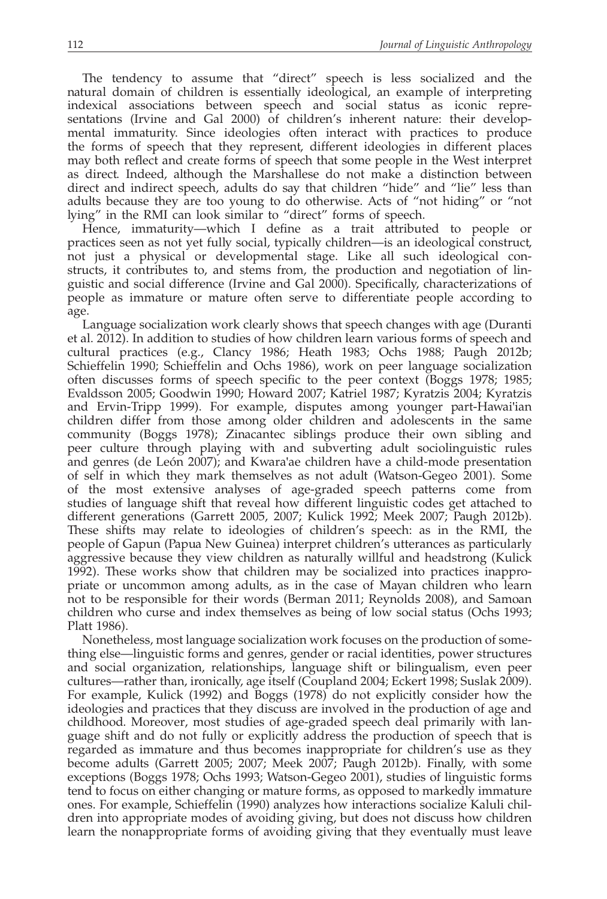The tendency to assume that "direct" speech is less socialized and the natural domain of children is essentially ideological, an example of interpreting indexical associations between speech and social status as iconic representations (Irvine and Gal 2000) of children's inherent nature: their developmental immaturity. Since ideologies often interact with practices to produce the forms of speech that they represent, different ideologies in different places may both reflect and create forms of speech that some people in the West interpret as direct. Indeed, although the Marshallese do not make a distinction between direct and indirect speech, adults do say that children "hide" and "lie" less than adults because they are too young to do otherwise. Acts of "not hiding" or "not lying" in the RMI can look similar to "direct" forms of speech.

Hence, immaturity—which I define as a trait attributed to people or practices seen as not yet fully social, typically children—is an ideological construct, not just a physical or developmental stage. Like all such ideological constructs, it contributes to, and stems from, the production and negotiation of linguistic and social difference (Irvine and Gal 2000). Specifically, characterizations of people as immature or mature often serve to differentiate people according to age.

Language socialization work clearly shows that speech changes with age (Duranti et al. 2012). In addition to studies of how children learn various forms of speech and cultural practices (e.g., Clancy 1986; Heath 1983; Ochs 1988; Paugh 2012b; Schieffelin 1990; Schieffelin and Ochs 1986), work on peer language socialization often discusses forms of speech specific to the peer context (Boggs 1978; 1985; Evaldsson 2005; Goodwin 1990; Howard 2007; Katriel 1987; Kyratzis 2004; Kyratzis and Ervin-Tripp 1999). For example, disputes among younger part-Hawai'ian children differ from those among older children and adolescents in the same community (Boggs 1978); Zinacantec siblings produce their own sibling and peer culture through playing with and subverting adult sociolinguistic rules and genres (de León 2007); and Kwara'ae children have a child-mode presentation of self in which they mark themselves as not adult (Watson-Gegeo 2001). Some of the most extensive analyses of age-graded speech patterns come from studies of language shift that reveal how different linguistic codes get attached to different generations (Garrett 2005, 2007; Kulick 1992; Meek 2007; Paugh 2012b). These shifts may relate to ideologies of children's speech: as in the RMI, the people of Gapun (Papua New Guinea) interpret children's utterances as particularly aggressive because they view children as naturally willful and headstrong (Kulick 1992). These works show that children may be socialized into practices inappropriate or uncommon among adults, as in the case of Mayan children who learn not to be responsible for their words (Berman 2011; Reynolds 2008), and Samoan children who curse and index themselves as being of low social status (Ochs 1993; Platt 1986).

Nonetheless, most language socialization work focuses on the production of something else—linguistic forms and genres, gender or racial identities, power structures and social organization, relationships, language shift or bilingualism, even peer cultures—rather than, ironically, age itself (Coupland 2004; Eckert 1998; Suslak 2009). For example, Kulick (1992) and Boggs (1978) do not explicitly consider how the ideologies and practices that they discuss are involved in the production of age and childhood. Moreover, most studies of age-graded speech deal primarily with language shift and do not fully or explicitly address the production of speech that is regarded as immature and thus becomes inappropriate for children's use as they become adults (Garrett 2005; 2007; Meek 2007; Paugh 2012b). Finally, with some exceptions (Boggs 1978; Ochs 1993; Watson-Gegeo 2001), studies of linguistic forms tend to focus on either changing or mature forms, as opposed to markedly immature ones. For example, Schieffelin (1990) analyzes how interactions socialize Kaluli children into appropriate modes of avoiding giving, but does not discuss how children learn the nonappropriate forms of avoiding giving that they eventually must leave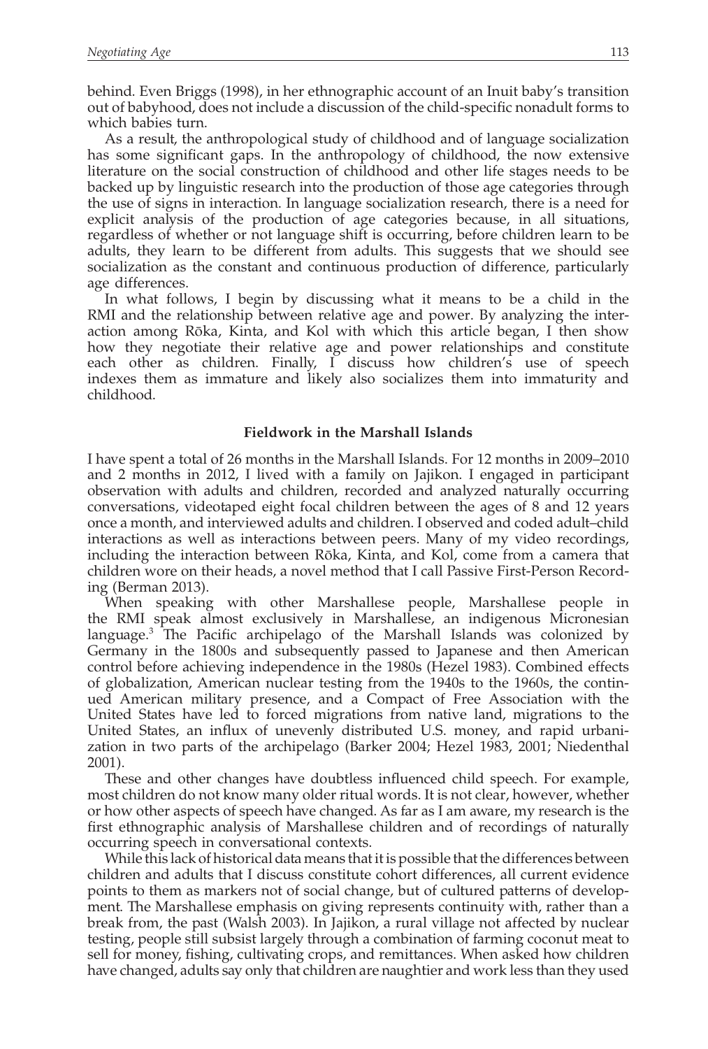behind. Even Briggs (1998), in her ethnographic account of an Inuit baby's transition out of babyhood, does not include a discussion of the child-specific nonadult forms to which babies turn.

As a result, the anthropological study of childhood and of language socialization has some significant gaps. In the anthropology of childhood, the now extensive literature on the social construction of childhood and other life stages needs to be backed up by linguistic research into the production of those age categories through the use of signs in interaction. In language socialization research, there is a need for explicit analysis of the production of age categories because, in all situations, regardless of whether or not language shift is occurring, before children learn to be adults, they learn to be different from adults. This suggests that we should see socialization as the constant and continuous production of difference, particularly age differences.

In what follows, I begin by discussing what it means to be a child in the RMI and the relationship between relative age and power. By analyzing the interaction among Rōka, Kinta, and Kol with which this article began, I then show how they negotiate their relative age and power relationships and constitute each other as children. Finally, I discuss how children's use of speech indexes them as immature and likely also socializes them into immaturity and childhood.

## Fieldwork in the Marshall Islands

I have spent a total of 26 months in the Marshall Islands. For 12 months in 2009–2010 and 2 months in 2012, I lived with a family on Jajikon. I engaged in participant observation with adults and children, recorded and analyzed naturally occurring conversations, videotaped eight focal children between the ages of 8 and 12 years once a month, and interviewed adults and children. I observed and coded adult–child interactions as well as interactions between peers. Many of my video recordings, including the interaction between Rōka, Kinta, and Kol, come from a camera that children wore on their heads, a novel method that I call Passive First-Person Recording (Berman 2013).

When speaking with other Marshallese people, Marshallese people in the RMI speak almost exclusively in Marshallese, an indigenous Micronesian language.[3] The Pacific archipelago of the Marshall Islands was colonized by Germany in the 1800s and subsequently passed to Japanese and then American control before achieving independence in the 1980s (Hezel 1983). Combined effects of globalization, American nuclear testing from the 1940s to the 1960s, the continued American military presence, and a Compact of Free Association with the United States have led to forced migrations from native land, migrations to the United States, an influx of unevenly distributed U.S. money, and rapid urbanization in two parts of the archipelago (Barker 2004; Hezel 1983, 2001; Niedenthal 2001).

These and other changes have doubtless influenced child speech. For example, most children do not know many older ritual words. It is not clear, however, whether or how other aspects of speech have changed. As far as I am aware, my research is the first ethnographic analysis of Marshallese children and of recordings of naturally occurring speech in conversational contexts.

While this lack of historical data means that it is possible that the differences between children and adults that I discuss constitute cohort differences, all current evidence points to them as markers not of social change, but of cultured patterns of development. The Marshallese emphasis on giving represents continuity with, rather than a break from, the past (Walsh 2003). In Jajikon, a rural village not affected by nuclear testing, people still subsist largely through a combination of farming coconut meat to sell for money, fishing, cultivating crops, and remittances. When asked how children have changed, adults say only that children are naughtier and work less than they used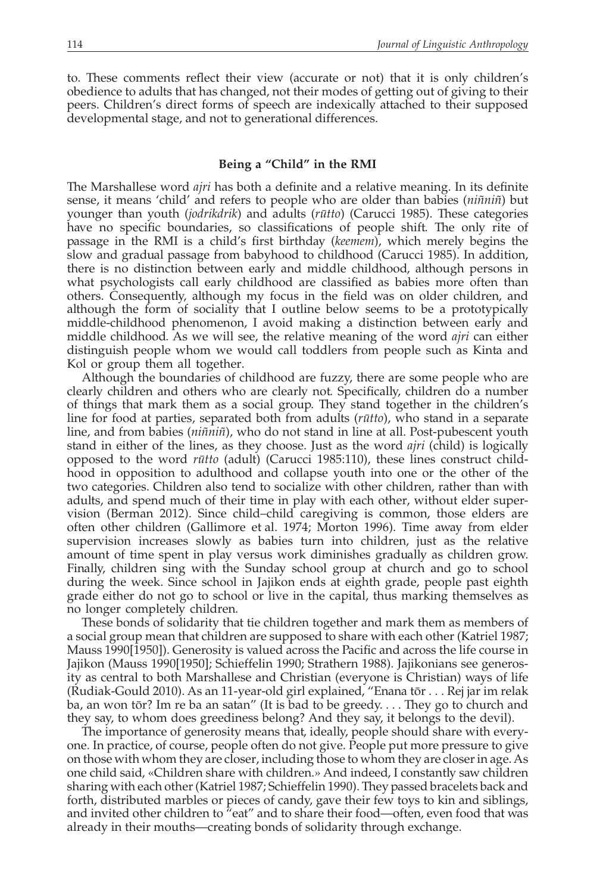to. These comments reflect their view (accurate or not) that it is only children's obedience to adults that has changed, not their modes of getting out of giving to their peers. Children's direct forms of speech are indexically attached to their supposed developmental stage, and not to generational differences.

## Being a "Child" in the RMI

The Marshallese word *ajri* has both a definite and a relative meaning. In its definite sense, it means 'child' and refers to people who are older than babies (*niññiñ*) but younger than youth (*jodrikdrik*) and adults (*rūtto*) (Carucci 1985). These categories have no specific boundaries, so classifications of people shift. The only rite of passage in the RMI is a child's first birthday (*keemem*), which merely begins the slow and gradual passage from babyhood to childhood (Carucci 1985). In addition, there is no distinction between early and middle childhood, although persons in what psychologists call early childhood are classified as babies more often than others. Consequently, although my focus in the field was on older children, and although the form of sociality that I outline below seems to be a prototypically middle-childhood phenomenon, I avoid making a distinction between early and middle childhood. As we will see, the relative meaning of the word *ajri* can either distinguish people whom we would call toddlers from people such as Kinta and Kol or group them all together.

Although the boundaries of childhood are fuzzy, there are some people who are clearly children and others who are clearly not. Specifically, children do a number of things that mark them as a social group. They stand together in the children's line for food at parties, separated both from adults (*rūtto*), who stand in a separate line, and from babies (*niññiñ*), who do not stand in line at all. Post-pubescent youth stand in either of the lines, as they choose. Just as the word *ajri* (child) is logically opposed to the word *rūtto* (adult) (Carucci 1985:110), these lines construct childhood in opposition to adulthood and collapse youth into one or the other of the two categories. Children also tend to socialize with other children, rather than with adults, and spend much of their time in play with each other, without elder supervision (Berman 2012). Since child–child caregiving is common, those elders are often other children (Gallimore et al. 1974; Morton 1996). Time away from elder supervision increases slowly as babies turn into children, just as the relative amount of time spent in play versus work diminishes gradually as children grow. Finally, children sing with the Sunday school group at church and go to school during the week. Since school in Jajikon ends at eighth grade, people past eighth grade either do not go to school or live in the capital, thus marking themselves as no longer completely children.

These bonds of solidarity that tie children together and mark them as members of a social group mean that children are supposed to share with each other (Katriel 1987; Mauss 1990[1950]). Generosity is valued across the Pacific and across the life course in Jajikon (Mauss 1990[1950]; Schieffelin 1990; Strathern 1988). Jajikonians see generosity as central to both Marshallese and Christian (everyone is Christian) ways of life (Rudiak-Gould 2010). As an 11-year-old girl explained, "Enana tōr . . . Rej jar im relak ba, an won tōr? Im re ba an satan" (It is bad to be greedy. . . . They go to church and they say, to whom does greediness belong? And they say, it belongs to the devil).

The importance of generosity means that, ideally, people should share with everyone. In practice, of course, people often do not give. People put more pressure to give on those with whom they are closer, including those to whom they are closer in age. As one child said, «Children share with children.» And indeed, I constantly saw children sharing with each other (Katriel 1987; Schieffelin 1990). They passed bracelets back and forth, distributed marbles or pieces of candy, gave their few toys to kin and siblings, and invited other children to "eat" and to share their food—often, even food that was already in their mouths—creating bonds of solidarity through exchange.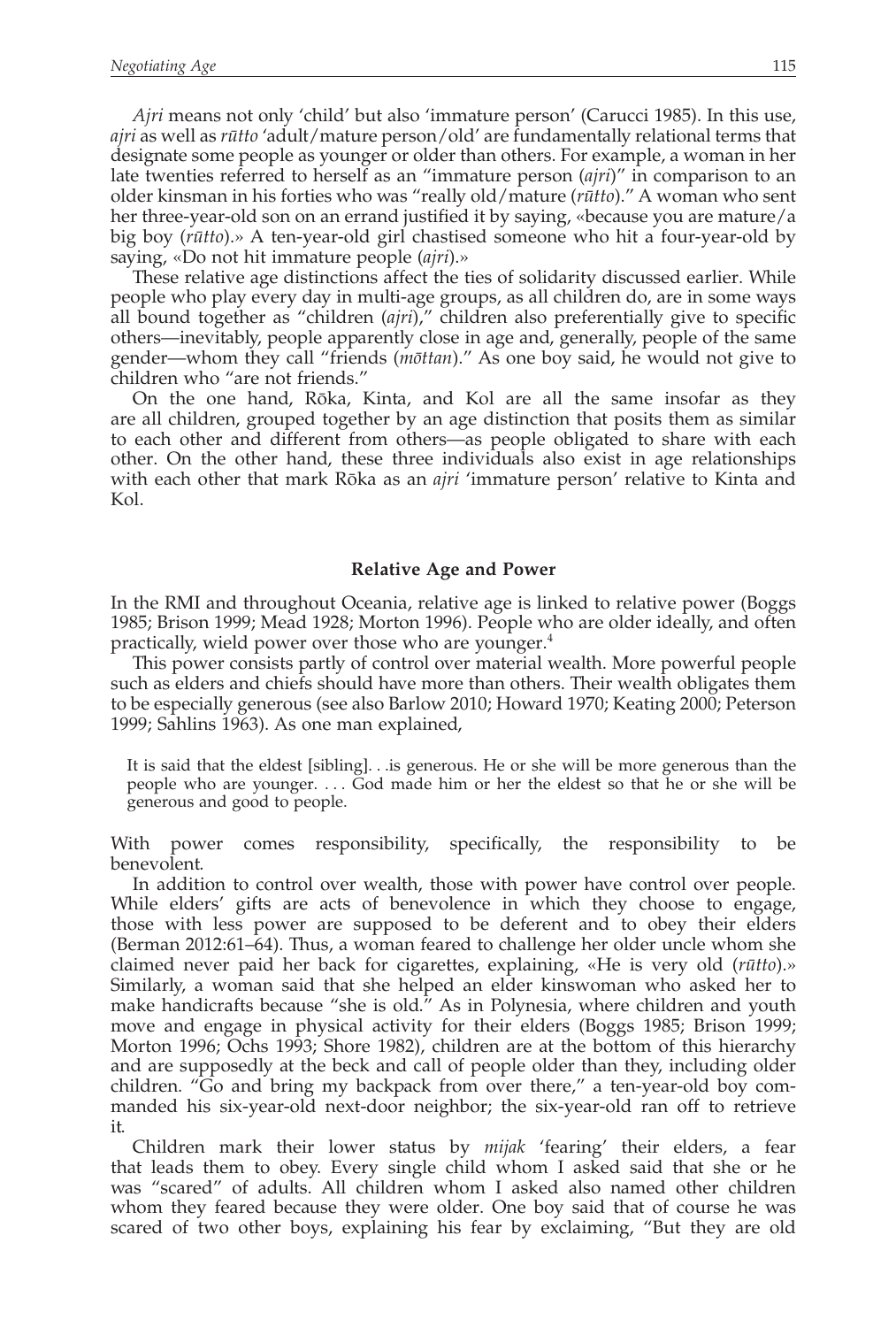*Ajri* means not only 'child' but also 'immature person' (Carucci 1985). In this use, *ajri* as well as *rūtto* 'adult/mature person/old' are fundamentally relational terms that designate some people as younger or older than others. For example, a woman in her late twenties referred to herself as an "immature person (*ajri*)" in comparison to an older kinsman in his forties who was "really old/mature (*rūtto*)." A woman who sent her three-year-old son on an errand justified it by saying, «because you are mature/a big boy (*rūtto*).» A ten-year-old girl chastised someone who hit a four-year-old by saying, «Do not hit immature people (*ajri*).»

These relative age distinctions affect the ties of solidarity discussed earlier. While people who play every day in multi-age groups, as all children do, are in some ways all bound together as "children (*ajri*)," children also preferentially give to specific others—inevitably, people apparently close in age and, generally, people of the same gender—whom they call "friends (*mōttan*)." As one boy said, he would not give to children who "are not friends."

On the one hand, Rōka, Kinta, and Kol are all the same insofar as they are all children, grouped together by an age distinction that posits them as similar to each other and different from others—as people obligated to share with each other. On the other hand, these three individuals also exist in age relationships with each other that mark Rōka as an *ajri* 'immature person' relative to Kinta and Kol.

## Relative Age and Power

In the RMI and throughout Oceania, relative age is linked to relative power (Boggs 1985; Brison 1999; Mead 1928; Morton 1996). People who are older ideally, and often practically, wield power over those who are younger.[4]

This power consists partly of control over material wealth. More powerful people such as elders and chiefs should have more than others. Their wealth obligates them to be especially generous (see also Barlow 2010; Howard 1970; Keating 2000; Peterson 1999; Sahlins 1963). As one man explained,

> It is said that the eldest [sibling]. . .is generous. He or she will be more generous than the people who are younger. . . . God made him or her the eldest so that he or she will be generous and good to people.

With power comes responsibility, specifically, the responsibility to be benevolent.

In addition to control over wealth, those with power have control over people. While elders' gifts are acts of benevolence in which they choose to engage, those with less power are supposed to be deferent and to obey their elders (Berman 2012:61–64). Thus, a woman feared to challenge her older uncle whom she claimed never paid her back for cigarettes, explaining, «He is very old (*rūtto*).» Similarly, a woman said that she helped an elder kinswoman who asked her to make handicrafts because "she is old." As in Polynesia, where children and youth move and engage in physical activity for their elders (Boggs 1985; Brison 1999; Morton 1996; Ochs 1993; Shore 1982), children are at the bottom of this hierarchy and are supposedly at the beck and call of people older than they, including older children. "Go and bring my backpack from over there," a ten-year-old boy commanded his six-year-old next-door neighbor; the six-year-old ran off to retrieve it.

Children mark their lower status by *mijak* 'fearing' their elders, a fear that leads them to obey. Every single child whom I asked said that she or he was "scared" of adults. All children whom I asked also named other children whom they feared because they were older. One boy said that of course he was scared of two other boys, explaining his fear by exclaiming, "But they are old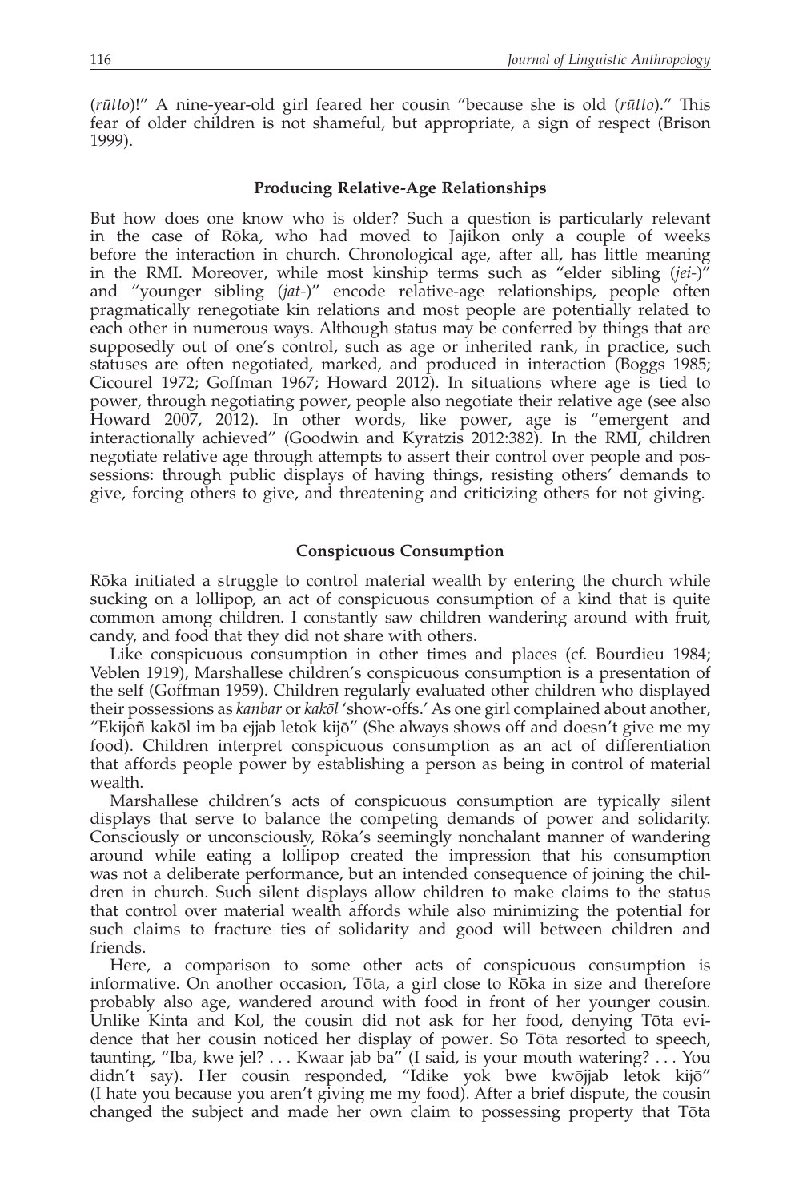(*rūtto*)!" A nine-year-old girl feared her cousin "because she is old (*rūtto*)." This fear of older children is not shameful, but appropriate, a sign of respect (Brison 1999).

### Producing Relative-Age Relationships

But how does one know who is older? Such a question is particularly relevant in the case of Rōka, who had moved to Jajikon only a couple of weeks before the interaction in church. Chronological age, after all, has little meaning in the RMI. Moreover, while most kinship terms such as "elder sibling (*jei-*)" and "younger sibling (*jat-*)" encode relative-age relationships, people often pragmatically renegotiate kin relations and most people are potentially related to each other in numerous ways. Although status may be conferred by things that are supposedly out of one's control, such as age or inherited rank, in practice, such statuses are often negotiated, marked, and produced in interaction (Boggs 1985; Cicourel 1972; Goffman 1967; Howard 2012). In situations where age is tied to power, through negotiating power, people also negotiate their relative age (see also Howard 2007, 2012). In other words, like power, age is "emergent and interactionally achieved" (Goodwin and Kyratzis 2012:382). In the RMI, children negotiate relative age through attempts to assert their control over people and possessions: through public displays of having things, resisting others' demands to give, forcing others to give, and threatening and criticizing others for not giving.

### Conspicuous Consumption

Rōka initiated a struggle to control material wealth by entering the church while sucking on a lollipop, an act of conspicuous consumption of a kind that is quite common among children. I constantly saw children wandering around with fruit, candy, and food that they did not share with others.

Like conspicuous consumption in other times and places (cf. Bourdieu 1984; Veblen 1919), Marshallese children's conspicuous consumption is a presentation of the self (Goffman 1959). Children regularly evaluated other children who displayed their possessions as *kanbar* or *kakōl* 'show-offs.' As one girl complained about another, "Ekijoñ kakōl im ba ejjab letok kijō" (She always shows off and doesn't give me my food). Children interpret conspicuous consumption as an act of differentiation that affords people power by establishing a person as being in control of material wealth.

Marshallese children's acts of conspicuous consumption are typically silent displays that serve to balance the competing demands of power and solidarity. Consciously or unconsciously, Rōka's seemingly nonchalant manner of wandering around while eating a lollipop created the impression that his consumption was not a deliberate performance, but an intended consequence of joining the children in church. Such silent displays allow children to make claims to the status that control over material wealth affords while also minimizing the potential for such claims to fracture ties of solidarity and good will between children and friends.

Here, a comparison to some other acts of conspicuous consumption is informative. On another occasion, Tōta, a girl close to Rōka in size and therefore probably also age, wandered around with food in front of her younger cousin. Unlike Kinta and Kol, the cousin did not ask for her food, denying Tōta evidence that her cousin noticed her display of power. So Tōta resorted to speech, taunting, "Iba, kwe jel? . . . Kwaar jab ba" (I said, is your mouth watering? . . . You didn't say). Her cousin responded, "Idike yok bwe kwōjjab letok kijō" (I hate you because you aren't giving me my food). After a brief dispute, the cousin changed the subject and made her own claim to possessing property that Tōta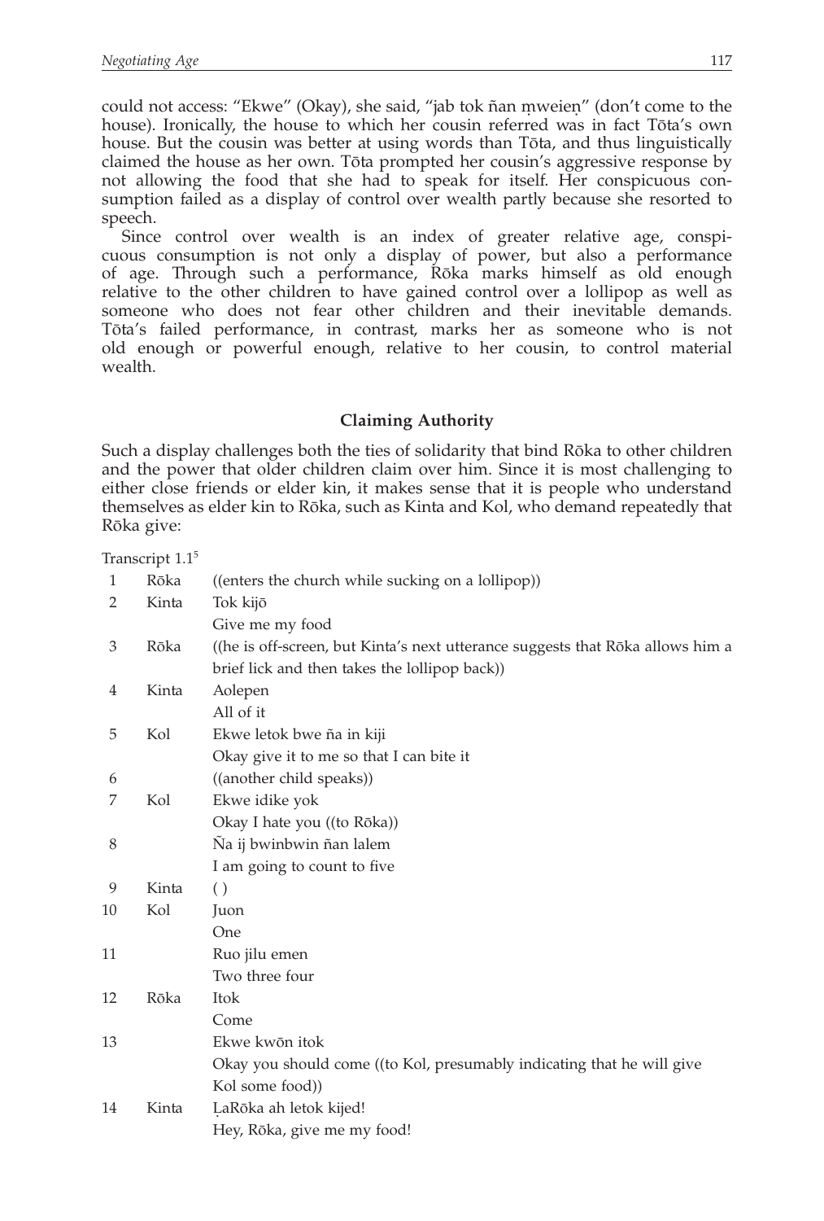could not access: "Ekwe" (Okay), she said, "jab tok ñan m̧weien̄" (don't come to the house). Ironically, the house to which her cousin referred was in fact Tōta's own house. But the cousin was better at using words than Tōta, and thus linguistically claimed the house as her own. Tōta prompted her cousin's aggressive response by not allowing the food that she had to speak for itself. Her conspicuous consumption failed as a display of control over wealth partly because she resorted to speech.

Since control over wealth is an index of greater relative age, conspicuous consumption is not only a display of power, but also a performance of age. Through such a performance, Rōka marks himself as old enough relative to the other children to have gained control over a lollipop as well as someone who does not fear other children and their inevitable demands. Tōta's failed performance, in contrast, marks her as someone who is not old enough or powerful enough, relative to her cousin, to control material wealth.

## Claiming Authority

Such a display challenges both the ties of solidarity that bind Rōka to other children and the power that older children claim over him. Since it is most challenging to either close friends or elder kin, it makes sense that it is people who understand themselves as elder kin to Rōka, such as Kinta and Kol, who demand repeatedly that Rōka give:

Transcript 1.1[5]

| | | |
|---|---|---|
| 1 | Rōka | ((enters the church while sucking on a lollipop)) |
| 2 | Kinta | Tok kijō<br>Give me my food |
| 3 | Rōka | ((he is off-screen, but Kinta's next utterance suggests that Rōka allows him a brief lick and then takes the lollipop back)) |
| 4 | Kinta | Aolepen<br>All of it |
| 5 | Kol | Ekwe letok bwe ña in kiji<br>Okay give it to me so that I can bite it |
| 6 | | ((another child speaks)) |
| 7 | Kol | Ekwe idike yok<br>Okay I hate you ((to Rōka)) |
| 8 | | Ña ij bwinbwin ñan lalem<br>I am going to count to five |
| 9 | Kinta | ( ) |
| 10 | Kol | Juon<br>One |
| 11 | | Ruo jilu emen<br>Two three four |
| 12 | Rōka | Itok<br>Come |
| 13 | | Ekwe kwōn itok<br>Okay you should come ((to Kol, presumably indicating that he will give Kol some food)) |
| 14 | Kinta | L̦aRōka ah letok kijed!<br>Hey, Rōka, give me my food! |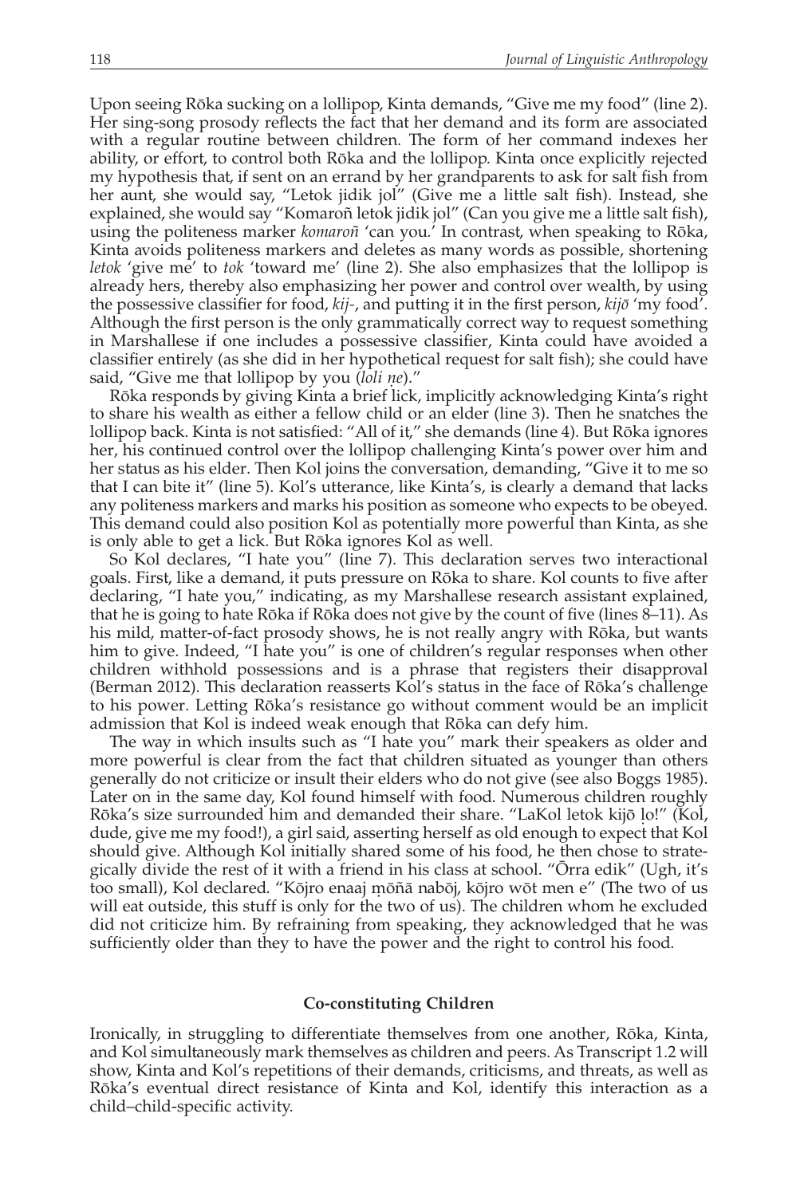Upon seeing Rōka sucking on a lollipop, Kinta demands, "Give me my food" (line 2). Her sing-song prosody reflects the fact that her demand and its form are associated with a regular routine between children. The form of her command indexes her ability, or effort, to control both Rōka and the lollipop. Kinta once explicitly rejected my hypothesis that, if sent on an errand by her grandparents to ask for salt fish from her aunt, she would say, "Letok jidik jol" (Give me a little salt fish). Instead, she explained, she would say "Komaroñ letok jidik jol" (Can you give me a little salt fish), using the politeness marker *komaroñ* 'can you.' In contrast, when speaking to Rōka, Kinta avoids politeness markers and deletes as many words as possible, shortening *letok* 'give me' to *tok* 'toward me' (line 2). She also emphasizes that the lollipop is already hers, thereby also emphasizing her power and control over wealth, by using the possessive classifier for food, *kij-*, and putting it in the first person, *kijō* 'my food'. Although the first person is the only grammatically correct way to request something in Marshallese if one includes a possessive classifier, Kinta could have avoided a classifier entirely (as she did in her hypothetical request for salt fish); she could have said, "Give me that lollipop by you (*loli ṇe*)."

Rōka responds by giving Kinta a brief lick, implicitly acknowledging Kinta's right to share his wealth as either a fellow child or an elder (line 3). Then he snatches the lollipop back. Kinta is not satisfied: "All of it," she demands (line 4). But Rōka ignores her, his continued control over the lollipop challenging Kinta's power over him and her status as his elder. Then Kol joins the conversation, demanding, "Give it to me so that I can bite it" (line 5). Kol's utterance, like Kinta's, is clearly a demand that lacks any politeness markers and marks his position as someone who expects to be obeyed. This demand could also position Kol as potentially more powerful than Kinta, as she is only able to get a lick. But Rōka ignores Kol as well.

So Kol declares, "I hate you" (line 7). This declaration serves two interactional goals. First, like a demand, it puts pressure on Rōka to share. Kol counts to five after declaring, "I hate you," indicating, as my Marshallese research assistant explained, that he is going to hate Rōka if Rōka does not give by the count of five (lines 8–11). As his mild, matter-of-fact prosody shows, he is not really angry with Rōka, but wants him to give. Indeed, "I hate you" is one of children's regular responses when other children withhold possessions and is a phrase that registers their disapproval (Berman 2012). This declaration reasserts Kol's status in the face of Rōka's challenge to his power. Letting Rōka's resistance go without comment would be an implicit admission that Kol is indeed weak enough that Rōka can defy him.

The way in which insults such as "I hate you" mark their speakers as older and more powerful is clear from the fact that children situated as younger than others generally do not criticize or insult their elders who do not give (see also Boggs 1985). Later on in the same day, Kol found himself with food. Numerous children roughly Rōka's size surrounded him and demanded their share. "LaKol letok kijō ḷo!" (Kol, dude, give me my food!), a girl said, asserting herself as old enough to expect that Kol should give. Although Kol initially shared some of his food, he then chose to strategically divide the rest of it with a friend in his class at school. "Ōrra edik" (Ugh, it's too small), Kol declared. "Kōjro enaaj ṃōñā nabōj, kōjro wōt men e" (The two of us will eat outside, this stuff is only for the two of us). The children whom he excluded did not criticize him. By refraining from speaking, they acknowledged that he was sufficiently older than they to have the power and the right to control his food.

## Co-constituting Children

Ironically, in struggling to differentiate themselves from one another, Rōka, Kinta, and Kol simultaneously mark themselves as children and peers. As Transcript 1.2 will show, Kinta and Kol's repetitions of their demands, criticisms, and threats, as well as Rōka's eventual direct resistance of Kinta and Kol, identify this interaction as a child–child-specific activity.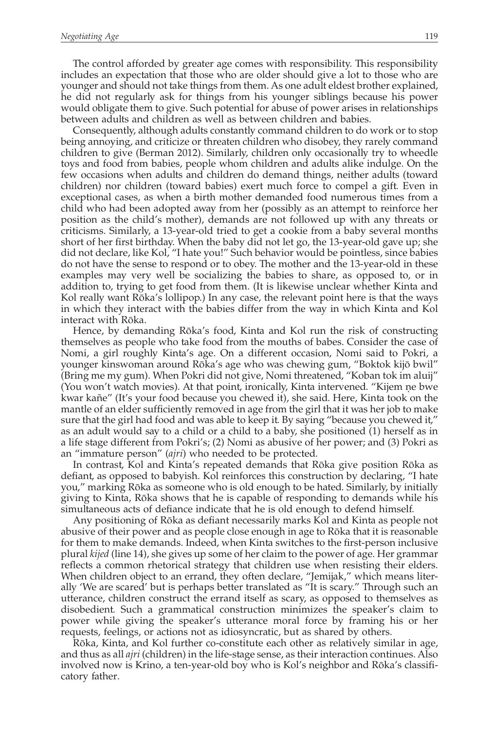The control afforded by greater age comes with responsibility. This responsibility includes an expectation that those who are older should give a lot to those who are younger and should not take things from them. As one adult eldest brother explained, he did not regularly ask for things from his younger siblings because his power would obligate them to give. Such potential for abuse of power arises in relationships between adults and children as well as between children and babies.

Consequently, although adults constantly command children to do work or to stop being annoying, and criticize or threaten children who disobey, they rarely command children to give (Berman 2012). Similarly, children only occasionally try to wheedle toys and food from babies, people whom children and adults alike indulge. On the few occasions when adults and children do demand things, neither adults (toward children) nor children (toward babies) exert much force to compel a gift. Even in exceptional cases, as when a birth mother demanded food numerous times from a child who had been adopted away from her (possibly as an attempt to reinforce her position as the child's mother), demands are not followed up with any threats or criticisms. Similarly, a 13-year-old tried to get a cookie from a baby several months short of her first birthday. When the baby did not let go, the 13-year-old gave up; she did not declare, like Kol, "I hate you!" Such behavior would be pointless, since babies do not have the sense to respond or to obey. The mother and the 13-year-old in these examples may very well be socializing the babies to share, as opposed to, or in addition to, trying to get food from them. (It is likewise unclear whether Kinta and Kol really want Rōka's lollipop.) In any case, the relevant point here is that the ways in which they interact with the babies differ from the way in which Kinta and Kol interact with Rōka.

Hence, by demanding Rōka's food, Kinta and Kol run the risk of constructing themselves as people who take food from the mouths of babes. Consider the case of Nomi, a girl roughly Kinta's age. On a different occasion, Nomi said to Pokri, a younger kinswoman around Rōka's age who was chewing gum, "Boktok kijō bwil" (Bring me my gum). When Pokri did not give, Nomi threatened, "Koban tok im aluij" (You won't watch movies). At that point, ironically, Kinta intervened. "Kijem ṇe bwe kwar kañe" (It's your food because you chewed it), she said. Here, Kinta took on the mantle of an elder sufficiently removed in age from the girl that it was her job to make sure that the girl had food and was able to keep it. By saying "because you chewed it," as an adult would say to a child or a child to a baby, she positioned (1) herself as in a life stage different from Pokri's; (2) Nomi as abusive of her power; and (3) Pokri as an "immature person" (*ajri*) who needed to be protected.

In contrast, Kol and Kinta's repeated demands that Rōka give position Rōka as defiant, as opposed to babyish. Kol reinforces this construction by declaring, "I hate you," marking Rōka as someone who is old enough to be hated. Similarly, by initially giving to Kinta, Rōka shows that he is capable of responding to demands while his simultaneous acts of defiance indicate that he is old enough to defend himself.

Any positioning of Rōka as defiant necessarily marks Kol and Kinta as people not abusive of their power and as people close enough in age to Rōka that it is reasonable for them to make demands. Indeed, when Kinta switches to the first-person inclusive plural *kijed* (line 14), she gives up some of her claim to the power of age. Her grammar reflects a common rhetorical strategy that children use when resisting their elders. When children object to an errand, they often declare, "Jemijak," which means literally 'We are scared' but is perhaps better translated as "It is scary." Through such an utterance, children construct the errand itself as scary, as opposed to themselves as disobedient. Such a grammatical construction minimizes the speaker's claim to power while giving the speaker's utterance moral force by framing his or her requests, feelings, or actions not as idiosyncratic, but as shared by others.

Rōka, Kinta, and Kol further co-constitute each other as relatively similar in age, and thus as all *ajri* (children) in the life-stage sense, as their interaction continues. Also involved now is Krino, a ten-year-old boy who is Kol's neighbor and Rōka's classificatory father.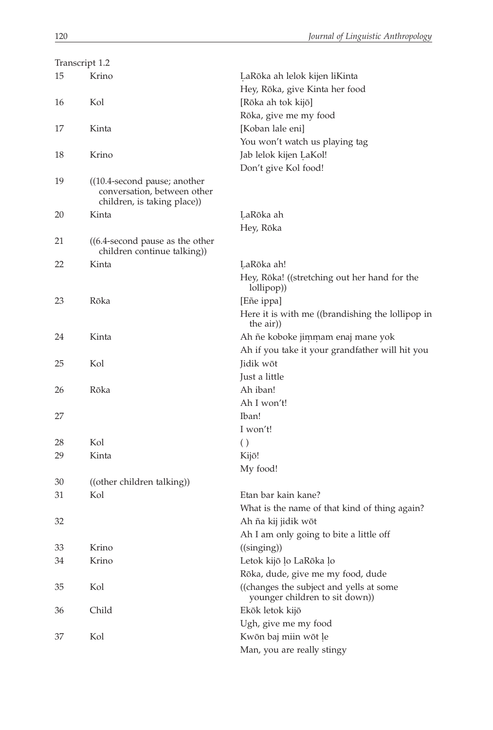Transcript 1.2

| | | |
|---|---|---|
| 15 | Krino | Ḷaṛōka ah lelok kijen liKinta<br>Hey, Rōka, give Kinta her food |
| 16 | Kol | [Rōka ah tok kijō]<br>Rōka, give me my food |
| 17 | Kinta | [Koban lale eni]<br>You won't watch us playing tag |
| 18 | Krino | Jab lelok kijen ḶaKol!<br>Don't give Kol food! |
| 19 | ((10.4-second pause; another conversation, between other children, is taking place)) | |
| 20 | Kinta | ḶaRōka ah<br>Hey, Rōka |
| 21 | ((6.4-second pause as the other children continue talking)) | |
| 22 | Kinta | ḶaRōka ah!<br>Hey, Rōka! ((stretching out her hand for the lollipop)) |
| 23 | Rōka | [Eñe ippa]<br>Here it is with me ((brandishing the lollipop in the air)) |
| 24 | Kinta | Ah ñe koboke jiṃṃam enaj mane yok<br>Ah if you take it your grandfather will hit you |
| 25 | Kol | Jidik wōt<br>Just a little |
| 26 | Rōka | Ah iban!<br>Ah I won't! |
| 27 | | Iban!<br>I won't! |
| 28 | Kol | ( ) |
| 29 | Kinta | Kijō!<br>My food! |
| 30 | ((other children talking)) | |
| 31 | Kol | Etan bar kain kane?<br>What is the name of that kind of thing again? |
| 32 | | Ah ña kij jidik wōt<br>Ah I am only going to bite a little off |
| 33 | Krino | ((singing)) |
| 34 | Krino | Letok kijō ḷo LaRōka ḷo<br>Rōka, dude, give me my food, dude |
| 35 | Kol | ((changes the subject and yells at some younger children to sit down)) |
| 36 | Child | Ekōk letok kijō<br>Ugh, give me my food |
| 37 | Kol | Kwōn baj miin wōt ḷe<br>Man, you are really stingy |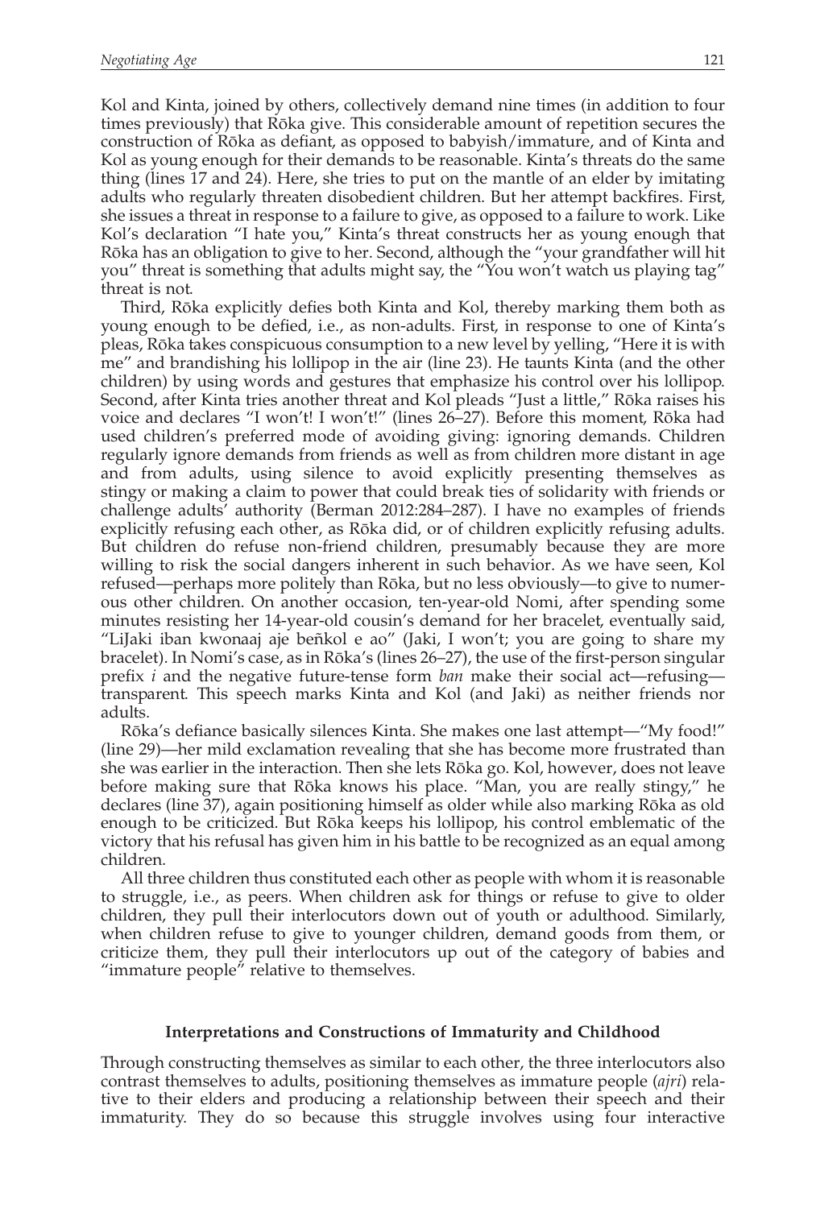Kol and Kinta, joined by others, collectively demand nine times (in addition to four times previously) that Rōka give. This considerable amount of repetition secures the construction of Rōka as defiant, as opposed to babyish/immature, and of Kinta and Kol as young enough for their demands to be reasonable. Kinta's threats do the same thing (lines 17 and 24). Here, she tries to put on the mantle of an elder by imitating adults who regularly threaten disobedient children. But her attempt backfires. First, she issues a threat in response to a failure to give, as opposed to a failure to work. Like Kol's declaration "I hate you," Kinta's threat constructs her as young enough that Rōka has an obligation to give to her. Second, although the "your grandfather will hit you" threat is something that adults might say, the "You won't watch us playing tag" threat is not.

Third, Rōka explicitly defies both Kinta and Kol, thereby marking them both as young enough to be defied, i.e., as non-adults. First, in response to one of Kinta's pleas, Rōka takes conspicuous consumption to a new level by yelling, "Here it is with me" and brandishing his lollipop in the air (line 23). He taunts Kinta (and the other children) by using words and gestures that emphasize his control over his lollipop. Second, after Kinta tries another threat and Kol pleads "Just a little," Rōka raises his voice and declares "I won't! I won't!" (lines 26–27). Before this moment, Rōka had used children's preferred mode of avoiding giving: ignoring demands. Children regularly ignore demands from friends as well as from children more distant in age and from adults, using silence to avoid explicitly presenting themselves as stingy or making a claim to power that could break ties of solidarity with friends or challenge adults' authority (Berman 2012:284–287). I have no examples of friends explicitly refusing each other, as Rōka did, or of children explicitly refusing adults. But children do refuse non-friend children, presumably because they are more willing to risk the social dangers inherent in such behavior. As we have seen, Kol refused—perhaps more politely than Rōka, but no less obviously—to give to numerous other children. On another occasion, ten-year-old Nomi, after spending some minutes resisting her 14-year-old cousin's demand for her bracelet, eventually said, "LiJaki iban kwonaaj aje beñkol e ao" (Jaki, I won't; you are going to share my bracelet). In Nomi's case, as in Rōka's (lines 26–27), the use of the first-person singular prefix *i* and the negative future-tense form *ban* make their social act—refusing—transparent. This speech marks Kinta and Kol (and Jaki) as neither friends nor adults.

Rōka's defiance basically silences Kinta. She makes one last attempt—"My food!" (line 29)—her mild exclamation revealing that she has become more frustrated than she was earlier in the interaction. Then she lets Rōka go. Kol, however, does not leave before making sure that Rōka knows his place. "Man, you are really stingy," he declares (line 37), again positioning himself as older while also marking Rōka as old enough to be criticized. But Rōka keeps his lollipop, his control emblematic of the victory that his refusal has given him in his battle to be recognized as an equal among children.

All three children thus constituted each other as people with whom it is reasonable to struggle, i.e., as peers. When children ask for things or refuse to give to older children, they pull their interlocutors down out of youth or adulthood. Similarly, when children refuse to give to younger children, demand goods from them, or criticize them, they pull their interlocutors up out of the category of babies and "immature people" relative to themselves.

### Interpretations and Constructions of Immaturity and Childhood

Through constructing themselves as similar to each other, the three interlocutors also contrast themselves to adults, positioning themselves as immature people (*ajri*) relative to their elders and producing a relationship between their speech and their immaturity. They do so because this struggle involves using four interactive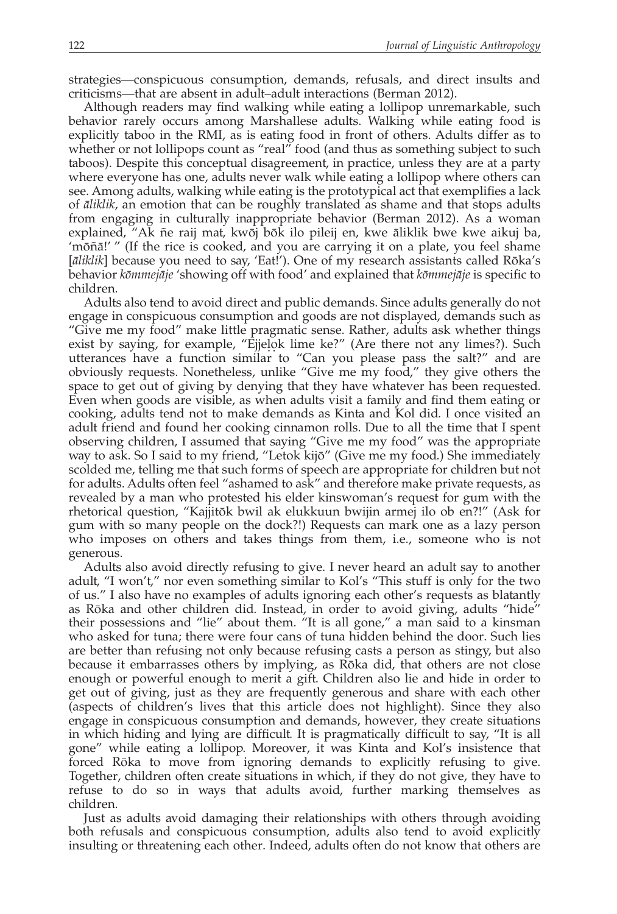strategies—conspicuous consumption, demands, refusals, and direct insults and criticisms—that are absent in adult–adult interactions (Berman 2012).

Although readers may find walking while eating a lollipop unremarkable, such behavior rarely occurs among Marshallese adults. Walking while eating food is explicitly taboo in the RMI, as is eating food in front of others. Adults differ as to whether or not lollipops count as "real" food (and thus as something subject to such taboos). Despite this conceptual disagreement, in practice, unless they are at a party where everyone has one, adults never walk while eating a lollipop where others can see. Among adults, walking while eating is the prototypical act that exemplifies a lack of *āliklik*, an emotion that can be roughly translated as shame and that stops adults from engaging in culturally inappropriate behavior (Berman 2012). As a woman explained, "Ak ñe raij mat, kwōj bōk ilo pileij en, kwe āliklik bwe kwe aikuj ba, 'mōñā!' " (If the rice is cooked, and you are carrying it on a plate, you feel shame [*āliklik*] because you need to say, 'Eat!'). One of my research assistants called Rōka's behavior *kōmmejāje* 'showing off with food' and explained that *kōmmejāje* is specific to children.

Adults also tend to avoid direct and public demands. Since adults generally do not engage in conspicuous consumption and goods are not displayed, demands such as "Give me my food" make little pragmatic sense. Rather, adults ask whether things exist by saying, for example, "Ejjeļọk lime ke?" (Are there not any limes?). Such utterances have a function similar to "Can you please pass the salt?" and are obviously requests. Nonetheless, unlike "Give me my food," they give others the space to get out of giving by denying that they have whatever has been requested. Even when goods are visible, as when adults visit a family and find them eating or cooking, adults tend not to make demands as Kinta and Kol did. I once visited an adult friend and found her cooking cinnamon rolls. Due to all the time that I spent observing children, I assumed that saying "Give me my food" was the appropriate way to ask. So I said to my friend, "Letok kijō" (Give me my food.) She immediately scolded me, telling me that such forms of speech are appropriate for children but not for adults. Adults often feel "ashamed to ask" and therefore make private requests, as revealed by a man who protested his elder kinswoman's request for gum with the rhetorical question, "Kajjitōk bwil ak elukkuun bwijin armej ilo ob en?!" (Ask for gum with so many people on the dock?!) Requests can mark one as a lazy person who imposes on others and takes things from them, i.e., someone who is not generous.

Adults also avoid directly refusing to give. I never heard an adult say to another adult, "I won't," nor even something similar to Kol's "This stuff is only for the two of us." I also have no examples of adults ignoring each other's requests as blatantly as Rōka and other children did. Instead, in order to avoid giving, adults "hide" their possessions and "lie" about them. "It is all gone," a man said to a kinsman who asked for tuna; there were four cans of tuna hidden behind the door. Such lies are better than refusing not only because refusing casts a person as stingy, but also because it embarrasses others by implying, as Rōka did, that others are not close enough or powerful enough to merit a gift. Children also lie and hide in order to get out of giving, just as they are frequently generous and share with each other (aspects of children's lives that this article does not highlight). Since they also engage in conspicuous consumption and demands, however, they create situations in which hiding and lying are difficult. It is pragmatically difficult to say, "It is all gone" while eating a lollipop. Moreover, it was Kinta and Kol's insistence that forced Rōka to move from ignoring demands to explicitly refusing to give. Together, children often create situations in which, if they do not give, they have to refuse to do so in ways that adults avoid, further marking themselves as children.

Just as adults avoid damaging their relationships with others through avoiding both refusals and conspicuous consumption, adults also tend to avoid explicitly insulting or threatening each other. Indeed, adults often do not know that others are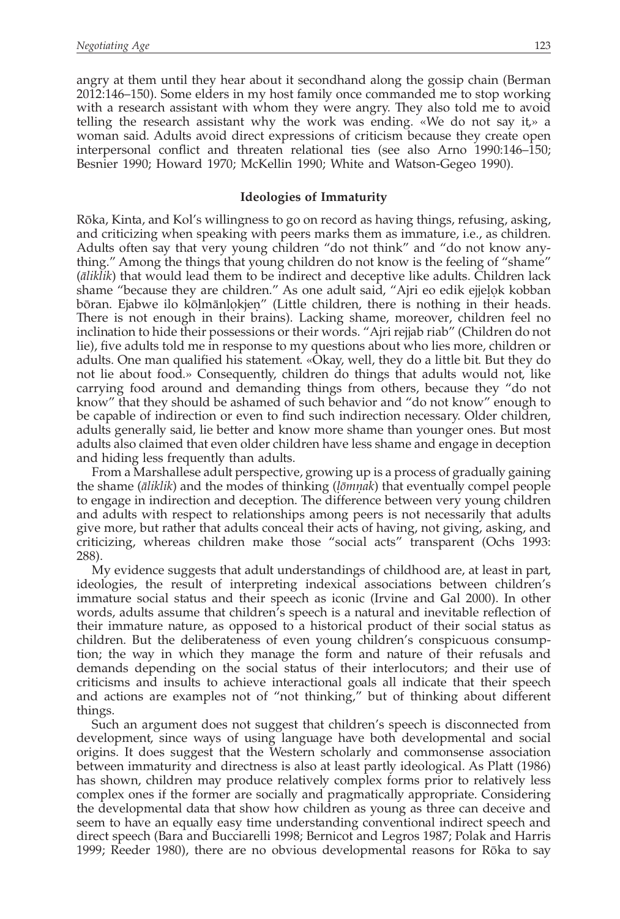angry at them until they hear about it secondhand along the gossip chain (Berman 2012:146–150). Some elders in my host family once commanded me to stop working with a research assistant with whom they were angry. They also told me to avoid telling the research assistant why the work was ending. «We do not say it,» a woman said. Adults avoid direct expressions of criticism because they create open interpersonal conflict and threaten relational ties (see also Arno 1990:146–150; Besnier 1990; Howard 1970; McKellin 1990; White and Watson-Gegeo 1990).

## Ideologies of Immaturity

Rōka, Kinta, and Kol's willingness to go on record as having things, refusing, asking, and criticizing when speaking with peers marks them as immature, i.e., as children. Adults often say that very young children "do not think" and "do not know anything." Among the things that young children do not know is the feeling of "shame" (*āliklik*) that would lead them to be indirect and deceptive like adults. Children lack shame "because they are children." As one adult said, "Ajri eo edik ejjeļọk kobban bōran. Ejabwe ilo kōļmānļọkjeņ" (Little children, there is nothing in their heads. There is not enough in their brains). Lacking shame, moreover, children feel no inclination to hide their possessions or their words. "Ajri rejjab riab" (Children do not lie), five adults told me in response to my questions about who lies more, children or adults. One man qualified his statement. «Okay, well, they do a little bit. But they do not lie about food.» Consequently, children do things that adults would not, like carrying food around and demanding things from others, because they "do not know" that they should be ashamed of such behavior and "do not know" enough to be capable of indirection or even to find such indirection necessary. Older children, adults generally said, lie better and know more shame than younger ones. But most adults also claimed that even older children have less shame and engage in deception and hiding less frequently than adults.

From a Marshallese adult perspective, growing up is a process of gradually gaining the shame (*āliklik*) and the modes of thinking (*ļōmņak*) that eventually compel people to engage in indirection and deception. The difference between very young children and adults with respect to relationships among peers is not necessarily that adults give more, but rather that adults conceal their acts of having, not giving, asking, and criticizing, whereas children make those "social acts" transparent (Ochs 1993: 288).

My evidence suggests that adult understandings of childhood are, at least in part, ideologies, the result of interpreting indexical associations between children's immature social status and their speech as iconic (Irvine and Gal 2000). In other words, adults assume that children's speech is a natural and inevitable reflection of their immature nature, as opposed to a historical product of their social status as children. But the deliberateness of even young children's conspicuous consumption; the way in which they manage the form and nature of their refusals and demands depending on the social status of their interlocutors; and their use of criticisms and insults to achieve interactional goals all indicate that their speech and actions are examples not of "not thinking," but of thinking about different things.

Such an argument does not suggest that children's speech is disconnected from development, since ways of using language have both developmental and social origins. It does suggest that the Western scholarly and commonsense association between immaturity and directness is also at least partly ideological. As Platt (1986) has shown, children may produce relatively complex forms prior to relatively less complex ones if the former are socially and pragmatically appropriate. Considering the developmental data that show how children as young as three can deceive and seem to have an equally easy time understanding conventional indirect speech and direct speech (Bara and Bucciarelli 1998; Bernicot and Legros 1987; Polak and Harris 1999; Reeder 1980), there are no obvious developmental reasons for Rōka to say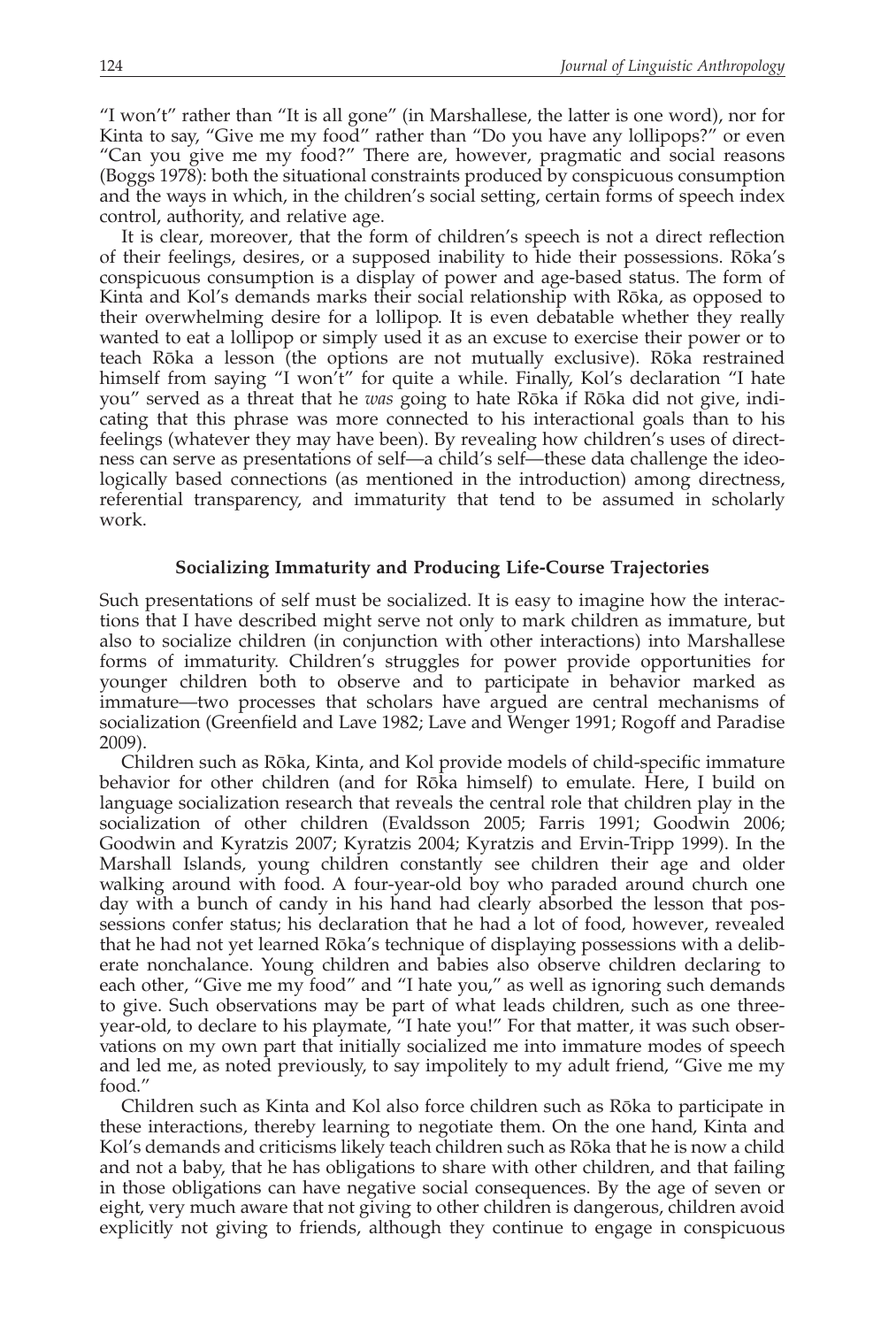"I won't" rather than "It is all gone" (in Marshallese, the latter is one word), nor for Kinta to say, "Give me my food" rather than "Do you have any lollipops?" or even "Can you give me my food?" There are, however, pragmatic and social reasons (Boggs 1978): both the situational constraints produced by conspicuous consumption and the ways in which, in the children's social setting, certain forms of speech index control, authority, and relative age.

It is clear, moreover, that the form of children's speech is not a direct reflection of their feelings, desires, or a supposed inability to hide their possessions. Rōka's conspicuous consumption is a display of power and age-based status. The form of Kinta and Kol's demands marks their social relationship with Rōka, as opposed to their overwhelming desire for a lollipop. It is even debatable whether they really wanted to eat a lollipop or simply used it as an excuse to exercise their power or to teach Rōka a lesson (the options are not mutually exclusive). Rōka restrained himself from saying "I won't" for quite a while. Finally, Kol's declaration "I hate you" served as a threat that he *was* going to hate Rōka if Rōka did not give, indicating that this phrase was more connected to his interactional goals than to his feelings (whatever they may have been). By revealing how children's uses of directness can serve as presentations of self—a child's self—these data challenge the ideologically based connections (as mentioned in the introduction) among directness, referential transparency, and immaturity that tend to be assumed in scholarly work.

### Socializing Immaturity and Producing Life-Course Trajectories

Such presentations of self must be socialized. It is easy to imagine how the interactions that I have described might serve not only to mark children as immature, but also to socialize children (in conjunction with other interactions) into Marshallese forms of immaturity. Children's struggles for power provide opportunities for younger children both to observe and to participate in behavior marked as immature—two processes that scholars have argued are central mechanisms of socialization (Greenfield and Lave 1982; Lave and Wenger 1991; Rogoff and Paradise 2009).

Children such as Rōka, Kinta, and Kol provide models of child-specific immature behavior for other children (and for Rōka himself) to emulate. Here, I build on language socialization research that reveals the central role that children play in the socialization of other children (Evaldsson 2005; Farris 1991; Goodwin 2006; Goodwin and Kyratzis 2007; Kyratzis 2004; Kyratzis and Ervin-Tripp 1999). In the Marshall Islands, young children constantly see children their age and older walking around with food. A four-year-old boy who paraded around church one day with a bunch of candy in his hand had clearly absorbed the lesson that possessions confer status; his declaration that he had a lot of food, however, revealed that he had not yet learned Rōka's technique of displaying possessions with a deliberate nonchalance. Young children and babies also observe children declaring to each other, "Give me my food" and "I hate you," as well as ignoring such demands to give. Such observations may be part of what leads children, such as one three-year-old, to declare to his playmate, "I hate you!" For that matter, it was such observations on my own part that initially socialized me into immature modes of speech and led me, as noted previously, to say impolitely to my adult friend, "Give me my food."

Children such as Kinta and Kol also force children such as Rōka to participate in these interactions, thereby learning to negotiate them. On the one hand, Kinta and Kol's demands and criticisms likely teach children such as Rōka that he is now a child and not a baby, that he has obligations to share with other children, and that failing in those obligations can have negative social consequences. By the age of seven or eight, very much aware that not giving to other children is dangerous, children avoid explicitly not giving to friends, although they continue to engage in conspicuous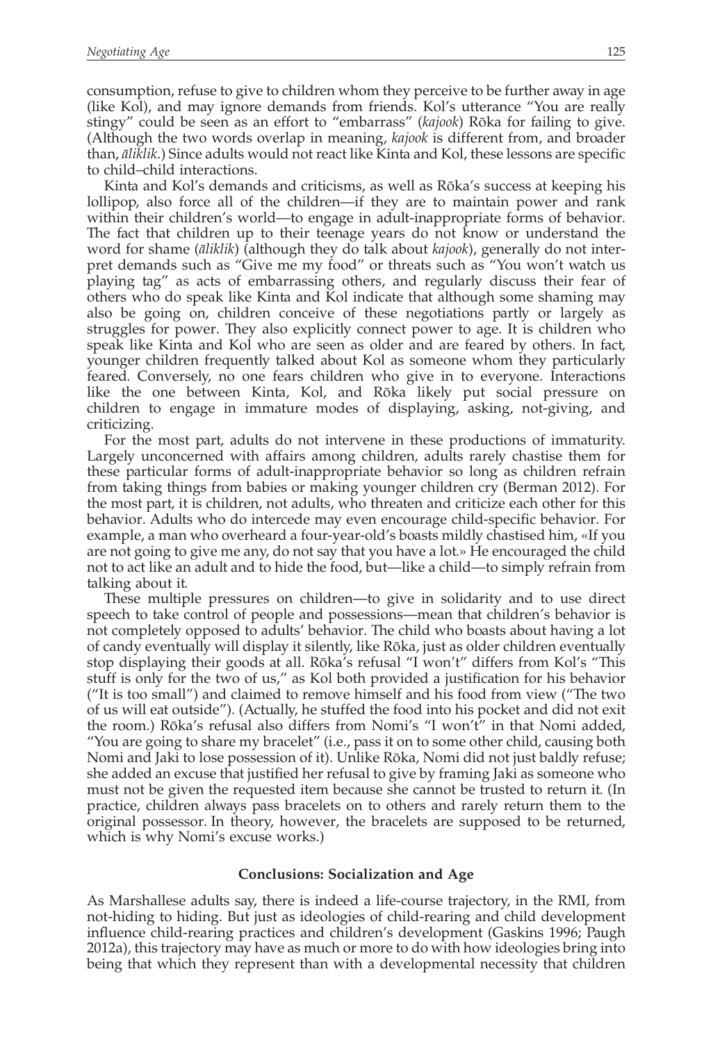consumption, refuse to give to children whom they perceive to be further away in age (like Kol), and may ignore demands from friends. Kol's utterance "You are really stingy" could be seen as an effort to "embarrass" (*kajook*) Rōka for failing to give. (Although the two words overlap in meaning, *kajook* is different from, and broader than, *āliklik*.) Since adults would not react like Kinta and Kol, these lessons are specific to child–child interactions.

Kinta and Kol's demands and criticisms, as well as Rōka's success at keeping his lollipop, also force all of the children—if they are to maintain power and rank within their children's world—to engage in adult-inappropriate forms of behavior. The fact that children up to their teenage years do not know or understand the word for shame (*āliklik*) (although they do talk about *kajook*), generally do not interpret demands such as "Give me my food" or threats such as "You won't watch us playing tag" as acts of embarrassing others, and regularly discuss their fear of others who do speak like Kinta and Kol indicate that although some shaming may also be going on, children conceive of these negotiations partly or largely as struggles for power. They also explicitly connect power to age. It is children who speak like Kinta and Kol who are seen as older and are feared by others. In fact, younger children frequently talked about Kol as someone whom they particularly feared. Conversely, no one fears children who give in to everyone. Interactions like the one between Kinta, Kol, and Rōka likely put social pressure on children to engage in immature modes of displaying, asking, not-giving, and criticizing.

For the most part, adults do not intervene in these productions of immaturity. Largely unconcerned with affairs among children, adults rarely chastise them for these particular forms of adult-inappropriate behavior so long as children refrain from taking things from babies or making younger children cry (Berman 2012). For the most part, it is children, not adults, who threaten and criticize each other for this behavior. Adults who do intercede may even encourage child-specific behavior. For example, a man who overheard a four-year-old's boasts mildly chastised him, «If you are not going to give me any, do not say that you have a lot.» He encouraged the child not to act like an adult and to hide the food, but—like a child—to simply refrain from talking about it.

These multiple pressures on children—to give in solidarity and to use direct speech to take control of people and possessions—mean that children's behavior is not completely opposed to adults' behavior. The child who boasts about having a lot of candy eventually will display it silently, like Rōka, just as older children eventually stop displaying their goods at all. Rōka's refusal "I won't" differs from Kol's "This stuff is only for the two of us," as Kol both provided a justification for his behavior ("It is too small") and claimed to remove himself and his food from view ("The two of us will eat outside"). (Actually, he stuffed the food into his pocket and did not exit the room.) Rōka's refusal also differs from Nomi's "I won't" in that Nomi added, "You are going to share my bracelet" (i.e., pass it on to some other child, causing both Nomi and Jaki to lose possession of it). Unlike Rōka, Nomi did not just baldly refuse; she added an excuse that justified her refusal to give by framing Jaki as someone who must not be given the requested item because she cannot be trusted to return it. (In practice, children always pass bracelets on to others and rarely return them to the original possessor. In theory, however, the bracelets are supposed to be returned, which is why Nomi's excuse works.)

## Conclusions: Socialization and Age

As Marshallese adults say, there is indeed a life-course trajectory, in the RMI, from not-hiding to hiding. But just as ideologies of child-rearing and child development influence child-rearing practices and children's development (Gaskins 1996; Paugh 2012a), this trajectory may have as much or more to do with how ideologies bring into being that which they represent than with a developmental necessity that children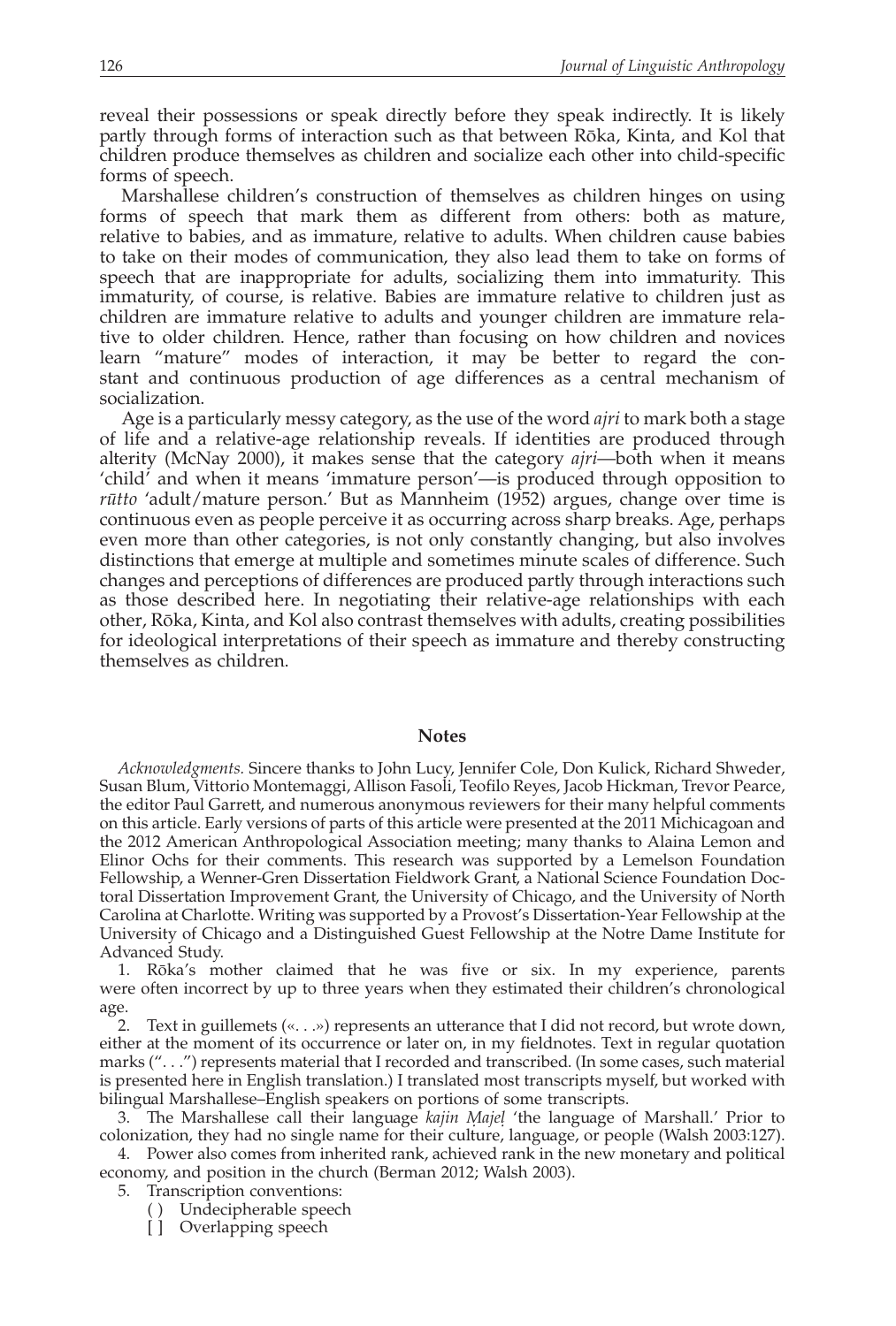reveal their possessions or speak directly before they speak indirectly. It is likely partly through forms of interaction such as that between Rōka, Kinta, and Kol that children produce themselves as children and socialize each other into child-specific forms of speech.

Marshallese children's construction of themselves as children hinges on using forms of speech that mark them as different from others: both as mature, relative to babies, and as immature, relative to adults. When children cause babies to take on their modes of communication, they also lead them to take on forms of speech that are inappropriate for adults, socializing them into immaturity. This immaturity, of course, is relative. Babies are immature relative to children just as children are immature relative to adults and younger children are immature relative to older children. Hence, rather than focusing on how children and novices learn "mature" modes of interaction, it may be better to regard the constant and continuous production of age differences as a central mechanism of socialization.

Age is a particularly messy category, as the use of the word *ajri* to mark both a stage of life and a relative-age relationship reveals. If identities are produced through alterity (McNay 2000), it makes sense that the category *ajri*—both when it means 'child' and when it means 'immature person'—is produced through opposition to *rūtto* 'adult/mature person.' But as Mannheim (1952) argues, change over time is continuous even as people perceive it as occurring across sharp breaks. Age, perhaps even more than other categories, is not only constantly changing, but also involves distinctions that emerge at multiple and sometimes minute scales of difference. Such changes and perceptions of differences are produced partly through interactions such as those described here. In negotiating their relative-age relationships with each other, Rōka, Kinta, and Kol also contrast themselves with adults, creating possibilities for ideological interpretations of their speech as immature and thereby constructing themselves as children.

## Notes

*Acknowledgments.* Sincere thanks to John Lucy, Jennifer Cole, Don Kulick, Richard Shweder, Susan Blum, Vittorio Montemaggi, Allison Fasoli, Teofilo Reyes, Jacob Hickman, Trevor Pearce, the editor Paul Garrett, and numerous anonymous reviewers for their many helpful comments on this article. Early versions of parts of this article were presented at the 2011 Michicagoan and the 2012 American Anthropological Association meeting; many thanks to Alaina Lemon and Elinor Ochs for their comments. This research was supported by a Lemelson Foundation Fellowship, a Wenner-Gren Dissertation Fieldwork Grant, a National Science Foundation Doctoral Dissertation Improvement Grant, the University of Chicago, and the University of North Carolina at Charlotte. Writing was supported by a Provost's Dissertation-Year Fellowship at the University of Chicago and a Distinguished Guest Fellowship at the Notre Dame Institute for Advanced Study.

1. Rōka's mother claimed that he was five or six. In my experience, parents were often incorrect by up to three years when they estimated their children's chronological age.

2. Text in guillemets («. . .») represents an utterance that I did not record, but wrote down, either at the moment of its occurrence or later on, in my fieldnotes. Text in regular quotation marks (". . .") represents material that I recorded and transcribed. (In some cases, such material is presented here in English translation.) I translated most transcripts myself, but worked with bilingual Marshallese–English speakers on portions of some transcripts.

3. The Marshallese call their language *kajin M̧ajeļ* 'the language of Marshall.' Prior to colonization, they had no single name for their culture, language, or people (Walsh 2003:127).

4. Power also comes from inherited rank, achieved rank in the new monetary and political economy, and position in the church (Berman 2012; Walsh 2003).

5. Transcription conventions:
   - ( ) Undecipherable speech
   - [ ] Overlapping speech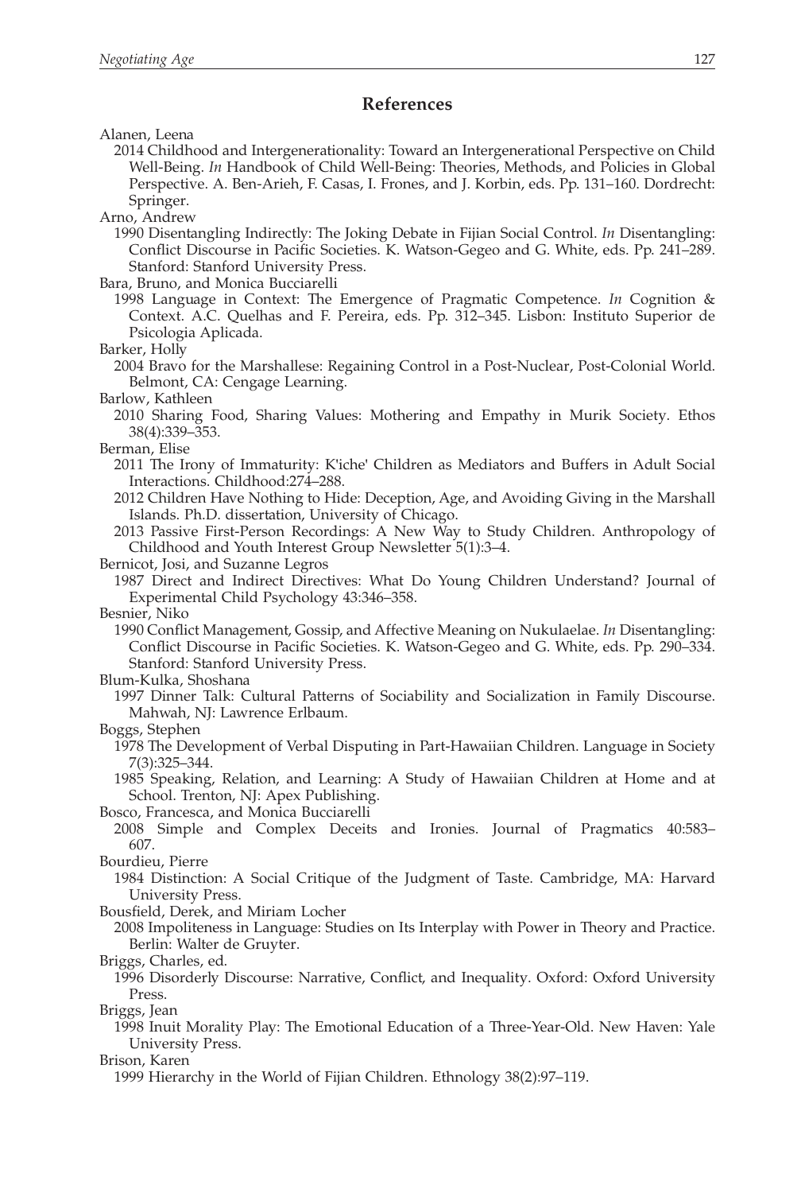## References

Alanen, Leena

2014 Childhood and Intergenerationality: Toward an Intergenerational Perspective on Child Well-Being. *In* Handbook of Child Well-Being: Theories, Methods, and Policies in Global Perspective. A. Ben-Arieh, F. Casas, I. Frones, and J. Korbin, eds. Pp. 131–160. Dordrecht: Springer.

Arno, Andrew

1990 Disentangling Indirectly: The Joking Debate in Fijian Social Control. *In* Disentangling: Conflict Discourse in Pacific Societies. K. Watson-Gegeo and G. White, eds. Pp. 241–289. Stanford: Stanford University Press.

Bara, Bruno, and Monica Bucciarelli

1998 Language in Context: The Emergence of Pragmatic Competence. *In* Cognition & Context. A.C. Quelhas and F. Pereira, eds. Pp. 312–345. Lisbon: Instituto Superior de Psicologia Aplicada.

Barker, Holly

2004 Bravo for the Marshallese: Regaining Control in a Post-Nuclear, Post-Colonial World. Belmont, CA: Cengage Learning.

Barlow, Kathleen

2010 Sharing Food, Sharing Values: Mothering and Empathy in Murik Society. Ethos 38(4):339–353.

Berman, Elise

2011 The Irony of Immaturity: K'iche' Children as Mediators and Buffers in Adult Social Interactions. Childhood:274–288.

2012 Children Have Nothing to Hide: Deception, Age, and Avoiding Giving in the Marshall Islands. Ph.D. dissertation, University of Chicago.

2013 Passive First-Person Recordings: A New Way to Study Children. Anthropology of Childhood and Youth Interest Group Newsletter 5(1):3–4.

Bernicot, Josi, and Suzanne Legros

1987 Direct and Indirect Directives: What Do Young Children Understand? Journal of Experimental Child Psychology 43:346–358.

Besnier, Niko

1990 Conflict Management, Gossip, and Affective Meaning on Nukulaelae. *In* Disentangling: Conflict Discourse in Pacific Societies. K. Watson-Gegeo and G. White, eds. Pp. 290–334. Stanford: Stanford University Press.

Blum-Kulka, Shoshana

1997 Dinner Talk: Cultural Patterns of Sociability and Socialization in Family Discourse. Mahwah, NJ: Lawrence Erlbaum.

Boggs, Stephen

1978 The Development of Verbal Disputing in Part-Hawaiian Children. Language in Society 7(3):325–344.

1985 Speaking, Relation, and Learning: A Study of Hawaiian Children at Home and at School. Trenton, NJ: Apex Publishing.

Bosco, Francesca, and Monica Bucciarelli

2008 Simple and Complex Deceits and Ironies. Journal of Pragmatics 40:583–607.

Bourdieu, Pierre

1984 Distinction: A Social Critique of the Judgment of Taste. Cambridge, MA: Harvard University Press.

Bousfield, Derek, and Miriam Locher

2008 Impoliteness in Language: Studies on Its Interplay with Power in Theory and Practice. Berlin: Walter de Gruyter.

Briggs, Charles, ed.

1996 Disorderly Discourse: Narrative, Conflict, and Inequality. Oxford: Oxford University Press.

Briggs, Jean

1998 Inuit Morality Play: The Emotional Education of a Three-Year-Old. New Haven: Yale University Press.

Brison, Karen

1999 Hierarchy in the World of Fijian Children. Ethnology 38(2):97–119.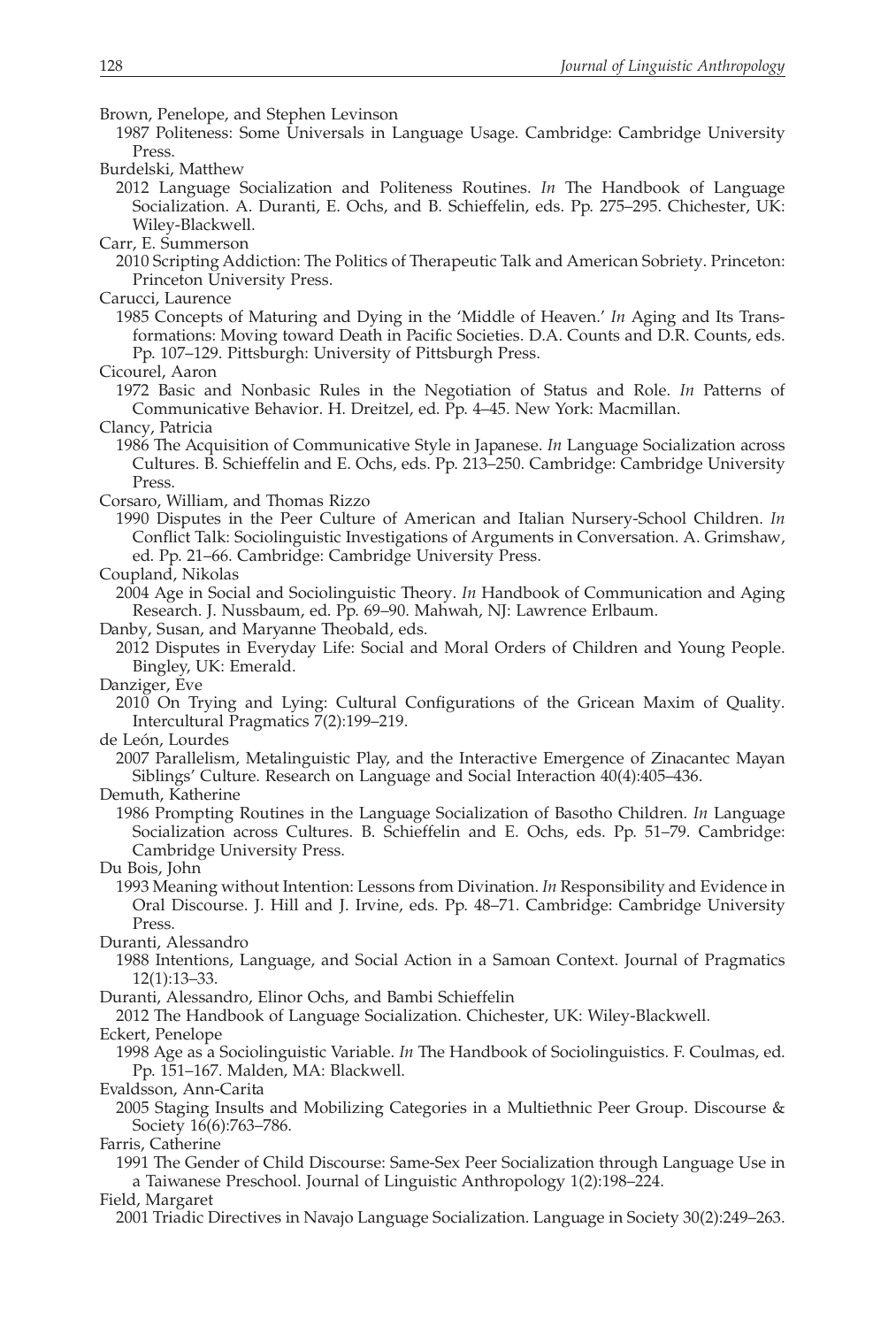Brown, Penelope, and Stephen Levinson

1987 Politeness: Some Universals in Language Usage. Cambridge: Cambridge University Press.

Burdelski, Matthew

2012 Language Socialization and Politeness Routines. *In* The Handbook of Language Socialization. A. Duranti, E. Ochs, and B. Schieffelin, eds. Pp. 275–295. Chichester, UK: Wiley-Blackwell.

Carr, E. Summerson

2010 Scripting Addiction: The Politics of Therapeutic Talk and American Sobriety. Princeton: Princeton University Press.

Carucci, Laurence

1985 Concepts of Maturing and Dying in the 'Middle of Heaven.' *In* Aging and Its Transformations: Moving toward Death in Pacific Societies. D.A. Counts and D.R. Counts, eds. Pp. 107–129. Pittsburgh: University of Pittsburgh Press.

Cicourel, Aaron

1972 Basic and Nonbasic Rules in the Negotiation of Status and Role. *In* Patterns of Communicative Behavior. H. Dreitzel, ed. Pp. 4–45. New York: Macmillan.

Clancy, Patricia

1986 The Acquisition of Communicative Style in Japanese. *In* Language Socialization across Cultures. B. Schieffelin and E. Ochs, eds. Pp. 213–250. Cambridge: Cambridge University Press.

Corsaro, William, and Thomas Rizzo

1990 Disputes in the Peer Culture of American and Italian Nursery-School Children. *In* Conflict Talk: Sociolinguistic Investigations of Arguments in Conversation. A. Grimshaw, ed. Pp. 21–66. Cambridge: Cambridge University Press.

Coupland, Nikolas

2004 Age in Social and Sociolinguistic Theory. *In* Handbook of Communication and Aging Research. J. Nussbaum, ed. Pp. 69–90. Mahwah, NJ: Lawrence Erlbaum.

Danby, Susan, and Maryanne Theobald, eds.

2012 Disputes in Everyday Life: Social and Moral Orders of Children and Young People. Bingley, UK: Emerald.

Danziger, Eve

2010 On Trying and Lying: Cultural Configurations of the Gricean Maxim of Quality. Intercultural Pragmatics 7(2):199–219.

de León, Lourdes

2007 Parallelism, Metalinguistic Play, and the Interactive Emergence of Zinacantec Mayan Siblings' Culture. Research on Language and Social Interaction 40(4):405–436.

Demuth, Katherine

1986 Prompting Routines in the Language Socialization of Basotho Children. *In* Language Socialization across Cultures. B. Schieffelin and E. Ochs, eds. Pp. 51–79. Cambridge: Cambridge University Press.

Du Bois, John

1993 Meaning without Intention: Lessons from Divination. *In* Responsibility and Evidence in Oral Discourse. J. Hill and J. Irvine, eds. Pp. 48–71. Cambridge: Cambridge University Press.

Duranti, Alessandro

1988 Intentions, Language, and Social Action in a Samoan Context. Journal of Pragmatics 12(1):13–33.

Duranti, Alessandro, Elinor Ochs, and Bambi Schieffelin

2012 The Handbook of Language Socialization. Chichester, UK: Wiley-Blackwell.

Eckert, Penelope

1998 Age as a Sociolinguistic Variable. *In* The Handbook of Sociolinguistics. F. Coulmas, ed. Pp. 151–167. Malden, MA: Blackwell.

Evaldsson, Ann-Carita

2005 Staging Insults and Mobilizing Categories in a Multiethnic Peer Group. Discourse & Society 16(6):763–786.

Farris, Catherine

1991 The Gender of Child Discourse: Same-Sex Peer Socialization through Language Use in a Taiwanese Preschool. Journal of Linguistic Anthropology 1(2):198–224.

Field, Margaret

2001 Triadic Directives in Navajo Language Socialization. Language in Society 30(2):249–263.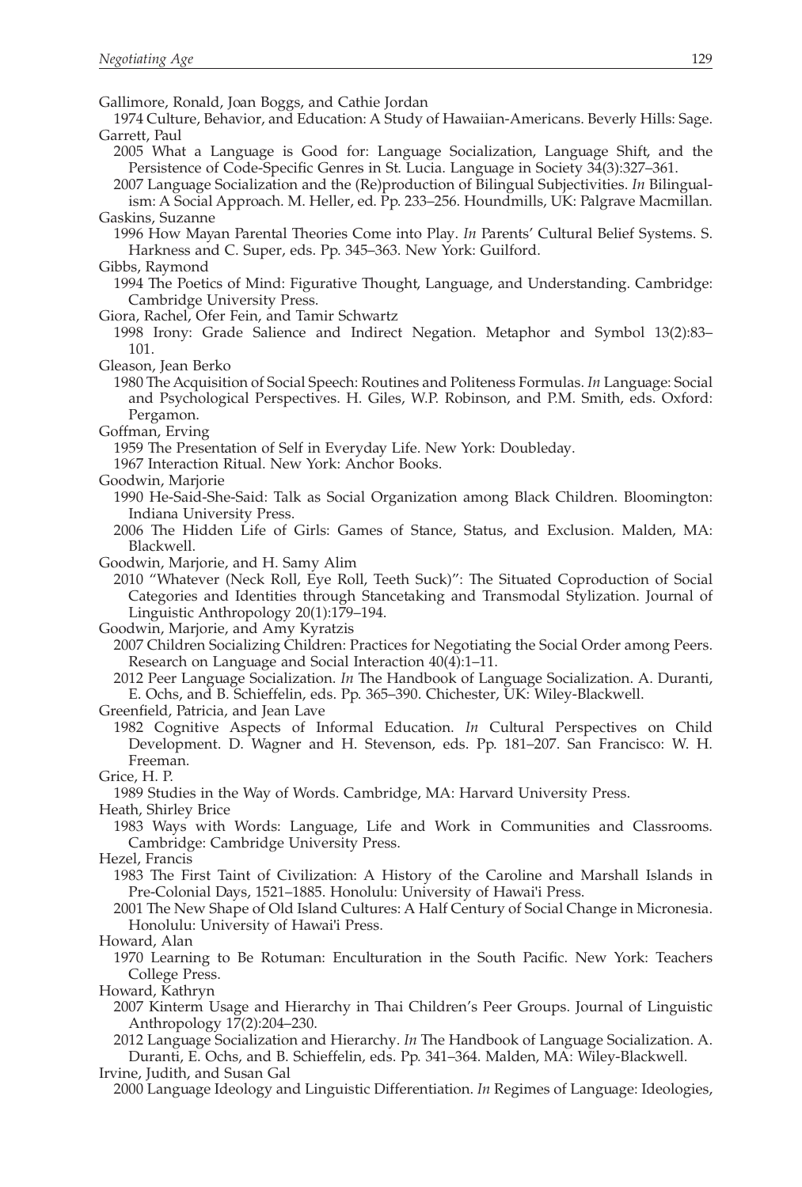Gallimore, Ronald, Joan Boggs, and Cathie Jordan

1974 Culture, Behavior, and Education: A Study of Hawaiian-Americans. Beverly Hills: Sage.

Garrett, Paul

2005 What a Language is Good for: Language Socialization, Language Shift, and the Persistence of Code-Specific Genres in St. Lucia. Language in Society 34(3):327–361.

2007 Language Socialization and the (Re)production of Bilingual Subjectivities. *In* Bilingualism: A Social Approach. M. Heller, ed. Pp. 233–256. Houndmills, UK: Palgrave Macmillan.

Gaskins, Suzanne

1996 How Mayan Parental Theories Come into Play. *In* Parents' Cultural Belief Systems. S. Harkness and C. Super, eds. Pp. 345–363. New York: Guilford.

Gibbs, Raymond

1994 The Poetics of Mind: Figurative Thought, Language, and Understanding. Cambridge: Cambridge University Press.

Giora, Rachel, Ofer Fein, and Tamir Schwartz

1998 Irony: Grade Salience and Indirect Negation. Metaphor and Symbol 13(2):83–101.

Gleason, Jean Berko

1980 The Acquisition of Social Speech: Routines and Politeness Formulas. *In* Language: Social and Psychological Perspectives. H. Giles, W.P. Robinson, and P.M. Smith, eds. Oxford: Pergamon.

Goffman, Erving

1959 The Presentation of Self in Everyday Life. New York: Doubleday.

1967 Interaction Ritual. New York: Anchor Books.

Goodwin, Marjorie

1990 He-Said-She-Said: Talk as Social Organization among Black Children. Bloomington: Indiana University Press.

2006 The Hidden Life of Girls: Games of Stance, Status, and Exclusion. Malden, MA: Blackwell.

Goodwin, Marjorie, and H. Samy Alim

2010 "Whatever (Neck Roll, Eye Roll, Teeth Suck)": The Situated Coproduction of Social Categories and Identities through Stancetaking and Transmodal Stylization. Journal of Linguistic Anthropology 20(1):179–194.

Goodwin, Marjorie, and Amy Kyratzis

2007 Children Socializing Children: Practices for Negotiating the Social Order among Peers. Research on Language and Social Interaction 40(4):1–11.

2012 Peer Language Socialization. *In* The Handbook of Language Socialization. A. Duranti, E. Ochs, and B. Schieffelin, eds. Pp. 365–390. Chichester, UK: Wiley-Blackwell.

Greenfield, Patricia, and Jean Lave

1982 Cognitive Aspects of Informal Education. *In* Cultural Perspectives on Child Development. D. Wagner and H. Stevenson, eds. Pp. 181–207. San Francisco: W. H. Freeman.

Grice, H. P.

1989 Studies in the Way of Words. Cambridge, MA: Harvard University Press.

Heath, Shirley Brice

1983 Ways with Words: Language, Life and Work in Communities and Classrooms. Cambridge: Cambridge University Press.

Hezel, Francis

1983 The First Taint of Civilization: A History of the Caroline and Marshall Islands in Pre-Colonial Days, 1521–1885. Honolulu: University of Hawai'i Press.

2001 The New Shape of Old Island Cultures: A Half Century of Social Change in Micronesia. Honolulu: University of Hawai'i Press.

Howard, Alan

1970 Learning to Be Rotuman: Enculturation in the South Pacific. New York: Teachers College Press.

Howard, Kathryn

2007 Kinterm Usage and Hierarchy in Thai Children's Peer Groups. Journal of Linguistic Anthropology 17(2):204–230.

2012 Language Socialization and Hierarchy. *In* The Handbook of Language Socialization. A. Duranti, E. Ochs, and B. Schieffelin, eds. Pp. 341–364. Malden, MA: Wiley-Blackwell.

Irvine, Judith, and Susan Gal

2000 Language Ideology and Linguistic Differentiation. *In* Regimes of Language: Ideologies,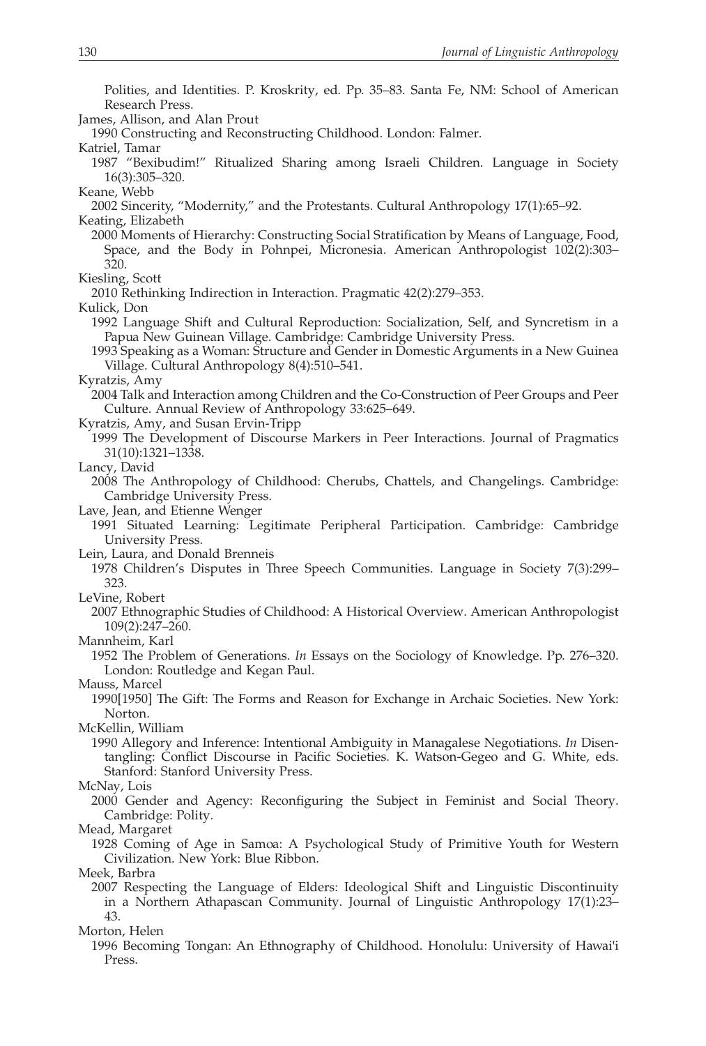Polities, and Identities. P. Kroskrity, ed. Pp. 35–83. Santa Fe, NM: School of American Research Press.

James, Allison, and Alan Prout
1990 Constructing and Reconstructing Childhood. London: Falmer.

Katriel, Tamar
1987 "Bexibudim!" Ritualized Sharing among Israeli Children. Language in Society 16(3):305–320.

Keane, Webb
2002 Sincerity, "Modernity," and the Protestants. Cultural Anthropology 17(1):65–92.

Keating, Elizabeth
2000 Moments of Hierarchy: Constructing Social Stratification by Means of Language, Food, Space, and the Body in Pohnpei, Micronesia. American Anthropologist 102(2):303–320.

Kiesling, Scott
2010 Rethinking Indirection in Interaction. Pragmatic 42(2):279–353.

Kulick, Don
1992 Language Shift and Cultural Reproduction: Socialization, Self, and Syncretism in a Papua New Guinean Village. Cambridge: Cambridge University Press.
1993 Speaking as a Woman: Structure and Gender in Domestic Arguments in a New Guinea Village. Cultural Anthropology 8(4):510–541.

Kyratzis, Amy
2004 Talk and Interaction among Children and the Co-Construction of Peer Groups and Peer Culture. Annual Review of Anthropology 33:625–649.

Kyratzis, Amy, and Susan Ervin-Tripp
1999 The Development of Discourse Markers in Peer Interactions. Journal of Pragmatics 31(10):1321–1338.

Lancy, David
2008 The Anthropology of Childhood: Cherubs, Chattels, and Changelings. Cambridge: Cambridge University Press.

Lave, Jean, and Etienne Wenger
1991 Situated Learning: Legitimate Peripheral Participation. Cambridge: Cambridge University Press.

Lein, Laura, and Donald Brenneis
1978 Children's Disputes in Three Speech Communities. Language in Society 7(3):299–323.

LeVine, Robert
2007 Ethnographic Studies of Childhood: A Historical Overview. American Anthropologist 109(2):247–260.

Mannheim, Karl
1952 The Problem of Generations. *In* Essays on the Sociology of Knowledge. Pp. 276–320. London: Routledge and Kegan Paul.

Mauss, Marcel
1990[1950] The Gift: The Forms and Reason for Exchange in Archaic Societies. New York: Norton.

McKellin, William
1990 Allegory and Inference: Intentional Ambiguity in Managalese Negotiations. *In* Disentangling: Conflict Discourse in Pacific Societies. K. Watson-Gegeo and G. White, eds. Stanford: Stanford University Press.

McNay, Lois
2000 Gender and Agency: Reconfiguring the Subject in Feminist and Social Theory. Cambridge: Polity.

Mead, Margaret
1928 Coming of Age in Samoa: A Psychological Study of Primitive Youth for Western Civilization. New York: Blue Ribbon.

Meek, Barbra
2007 Respecting the Language of Elders: Ideological Shift and Linguistic Discontinuity in a Northern Athapascan Community. Journal of Linguistic Anthropology 17(1):23–43.

Morton, Helen
1996 Becoming Tongan: An Ethnography of Childhood. Honolulu: University of Hawai'i Press.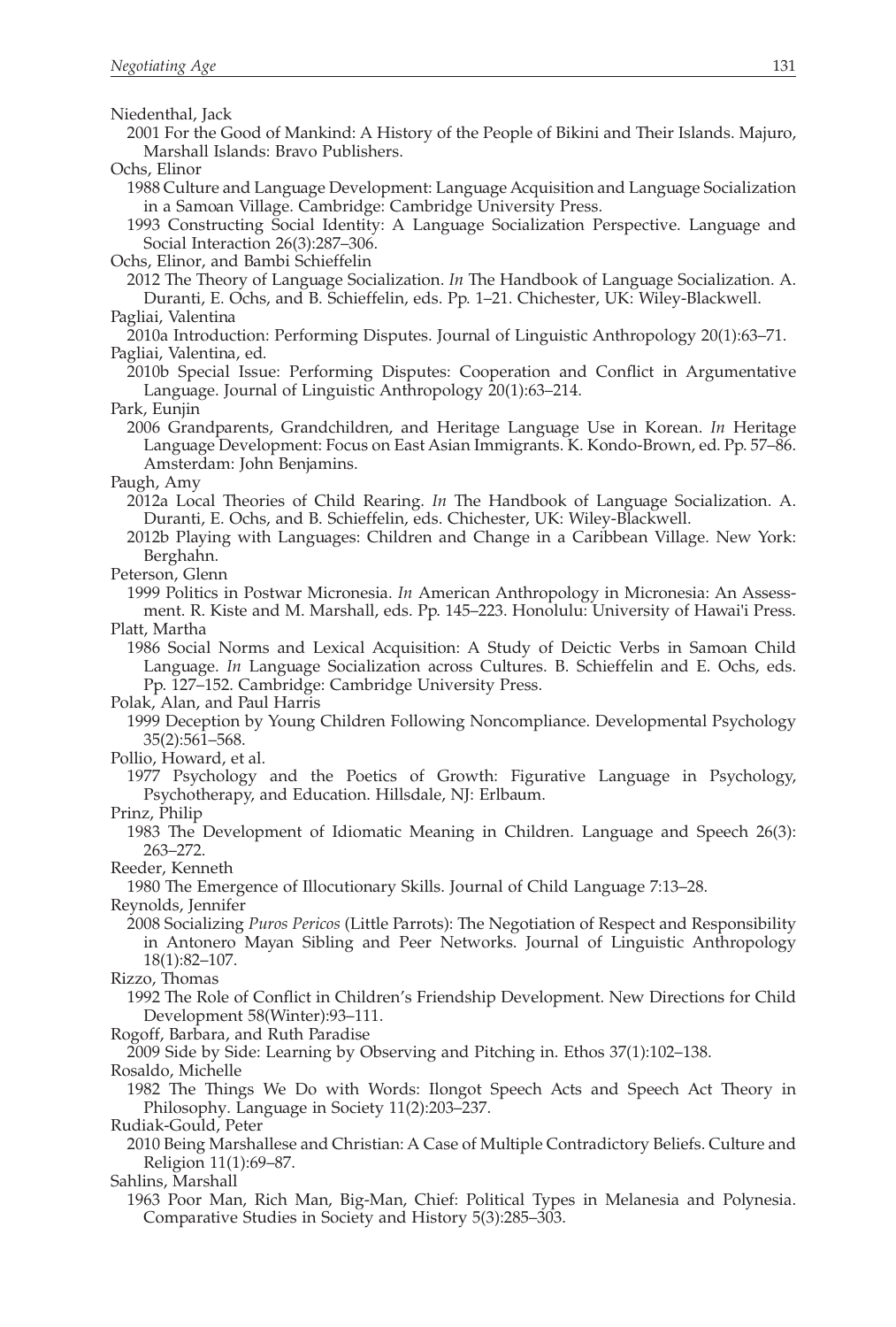Niedenthal, Jack

2001 For the Good of Mankind: A History of the People of Bikini and Their Islands. Majuro, Marshall Islands: Bravo Publishers.

Ochs, Elinor

1988 Culture and Language Development: Language Acquisition and Language Socialization in a Samoan Village. Cambridge: Cambridge University Press.

1993 Constructing Social Identity: A Language Socialization Perspective. Language and Social Interaction 26(3):287–306.

Ochs, Elinor, and Bambi Schieffelin

2012 The Theory of Language Socialization. *In* The Handbook of Language Socialization. A. Duranti, E. Ochs, and B. Schieffelin, eds. Pp. 1–21. Chichester, UK: Wiley-Blackwell.

Pagliai, Valentina

2010a Introduction: Performing Disputes. Journal of Linguistic Anthropology 20(1):63–71.

Pagliai, Valentina, ed.

2010b Special Issue: Performing Disputes: Cooperation and Conflict in Argumentative Language. Journal of Linguistic Anthropology 20(1):63–214.

Park, Eunjin

2006 Grandparents, Grandchildren, and Heritage Language Use in Korean. *In* Heritage Language Development: Focus on East Asian Immigrants. K. Kondo-Brown, ed. Pp. 57–86. Amsterdam: John Benjamins.

Paugh, Amy

2012a Local Theories of Child Rearing. *In* The Handbook of Language Socialization. A. Duranti, E. Ochs, and B. Schieffelin, eds. Chichester, UK: Wiley-Blackwell.

2012b Playing with Languages: Children and Change in a Caribbean Village. New York: Berghahn.

Peterson, Glenn

1999 Politics in Postwar Micronesia. *In* American Anthropology in Micronesia: An Assessment. R. Kiste and M. Marshall, eds. Pp. 145–223. Honolulu: University of Hawai'i Press.

Platt, Martha

1986 Social Norms and Lexical Acquisition: A Study of Deictic Verbs in Samoan Child Language. *In* Language Socialization across Cultures. B. Schieffelin and E. Ochs, eds. Pp. 127–152. Cambridge: Cambridge University Press.

Polak, Alan, and Paul Harris

1999 Deception by Young Children Following Noncompliance. Developmental Psychology 35(2):561–568.

Pollio, Howard, et al.

1977 Psychology and the Poetics of Growth: Figurative Language in Psychology, Psychotherapy, and Education. Hillsdale, NJ: Erlbaum.

Prinz, Philip

1983 The Development of Idiomatic Meaning in Children. Language and Speech 26(3): 263–272.

Reeder, Kenneth

1980 The Emergence of Illocutionary Skills. Journal of Child Language 7:13–28.

Reynolds, Jennifer

2008 Socializing *Puros Pericos* (Little Parrots): The Negotiation of Respect and Responsibility in Antonero Mayan Sibling and Peer Networks. Journal of Linguistic Anthropology 18(1):82–107.

Rizzo, Thomas

1992 The Role of Conflict in Children's Friendship Development. New Directions for Child Development 58(Winter):93–111.

Rogoff, Barbara, and Ruth Paradise

2009 Side by Side: Learning by Observing and Pitching in. Ethos 37(1):102–138.

Rosaldo, Michelle

1982 The Things We Do with Words: Ilongot Speech Acts and Speech Act Theory in Philosophy. Language in Society 11(2):203–237.

Rudiak-Gould, Peter

2010 Being Marshallese and Christian: A Case of Multiple Contradictory Beliefs. Culture and Religion 11(1):69–87.

Sahlins, Marshall

1963 Poor Man, Rich Man, Big-Man, Chief: Political Types in Melanesia and Polynesia. Comparative Studies in Society and History 5(3):285–303.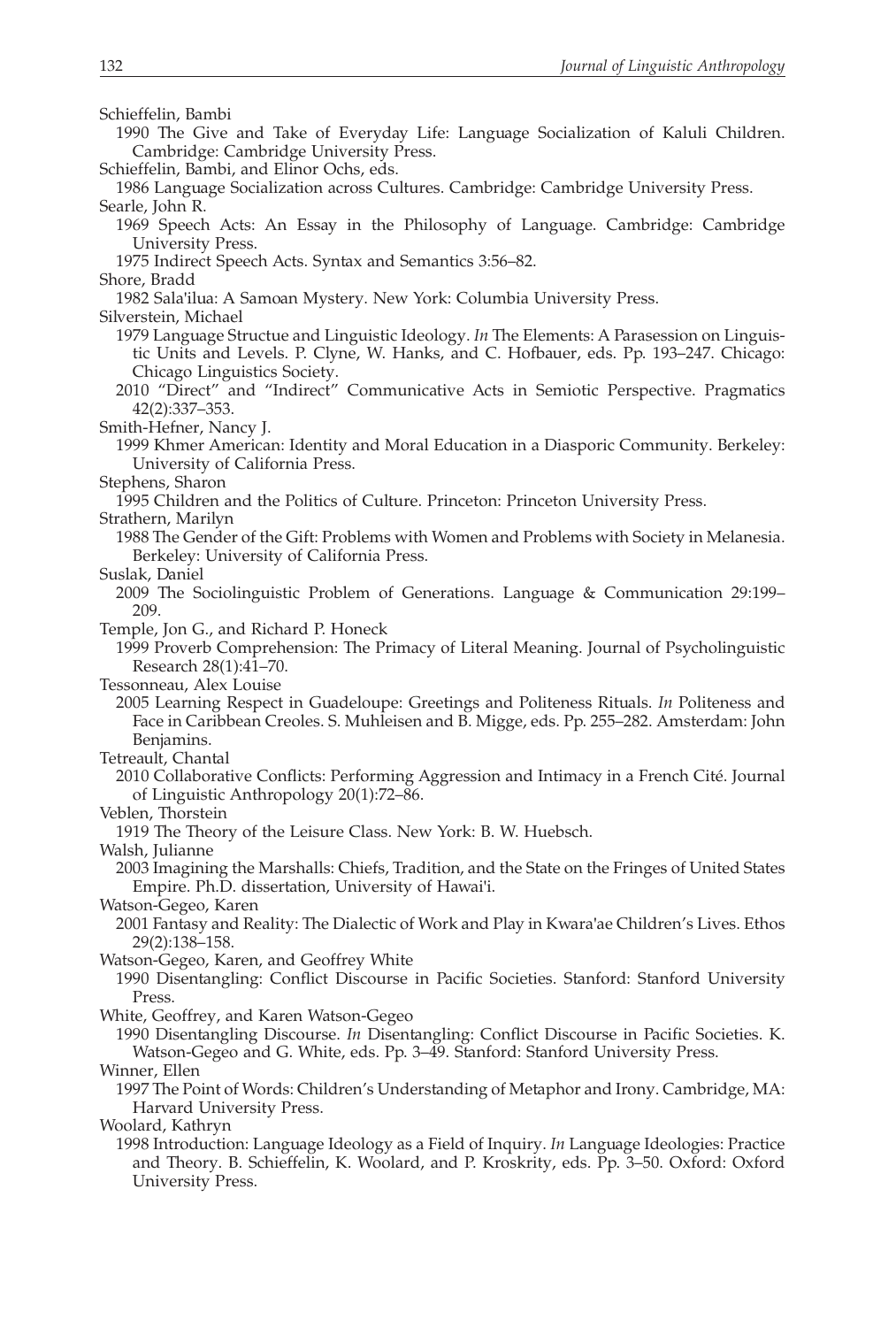Schieffelin, Bambi

1990 The Give and Take of Everyday Life: Language Socialization of Kaluli Children. Cambridge: Cambridge University Press.

Schieffelin, Bambi, and Elinor Ochs, eds.

1986 Language Socialization across Cultures. Cambridge: Cambridge University Press.

Searle, John R.

1969 Speech Acts: An Essay in the Philosophy of Language. Cambridge: Cambridge University Press.

1975 Indirect Speech Acts. Syntax and Semantics 3:56–82.

Shore, Bradd

1982 Sala'ilua: A Samoan Mystery. New York: Columbia University Press.

Silverstein, Michael

1979 Language Structue and Linguistic Ideology. *In* The Elements: A Parasession on Linguistic Units and Levels. P. Clyne, W. Hanks, and C. Hofbauer, eds. Pp. 193–247. Chicago: Chicago Linguistics Society.

2010 "Direct" and "Indirect" Communicative Acts in Semiotic Perspective. Pragmatics 42(2):337–353.

Smith-Hefner, Nancy J.

1999 Khmer American: Identity and Moral Education in a Diasporic Community. Berkeley: University of California Press.

Stephens, Sharon

1995 Children and the Politics of Culture. Princeton: Princeton University Press.

Strathern, Marilyn

1988 The Gender of the Gift: Problems with Women and Problems with Society in Melanesia. Berkeley: University of California Press.

Suslak, Daniel

2009 The Sociolinguistic Problem of Generations. Language & Communication 29:199–209.

Temple, Jon G., and Richard P. Honeck

1999 Proverb Comprehension: The Primacy of Literal Meaning. Journal of Psycholinguistic Research 28(1):41–70.

Tessonneau, Alex Louise

2005 Learning Respect in Guadeloupe: Greetings and Politeness Rituals. *In* Politeness and Face in Caribbean Creoles. S. Muhleisen and B. Migge, eds. Pp. 255–282. Amsterdam: John Benjamins.

Tetreault, Chantal

2010 Collaborative Conflicts: Performing Aggression and Intimacy in a French Cité. Journal of Linguistic Anthropology 20(1):72–86.

Veblen, Thorstein

1919 The Theory of the Leisure Class. New York: B. W. Huebsch.

Walsh, Julianne

2003 Imagining the Marshalls: Chiefs, Tradition, and the State on the Fringes of United States Empire. Ph.D. dissertation, University of Hawai'i.

Watson-Gegeo, Karen

2001 Fantasy and Reality: The Dialectic of Work and Play in Kwara'ae Children's Lives. Ethos 29(2):138–158.

Watson-Gegeo, Karen, and Geoffrey White

1990 Disentangling: Conflict Discourse in Pacific Societies. Stanford: Stanford University Press.

White, Geoffrey, and Karen Watson-Gegeo

1990 Disentangling Discourse. *In* Disentangling: Conflict Discourse in Pacific Societies. K. Watson-Gegeo and G. White, eds. Pp. 3–49. Stanford: Stanford University Press.

Winner, Ellen

1997 The Point of Words: Children's Understanding of Metaphor and Irony. Cambridge, MA: Harvard University Press.

Woolard, Kathryn

1998 Introduction: Language Ideology as a Field of Inquiry. *In* Language Ideologies: Practice and Theory. B. Schieffelin, K. Woolard, and P. Kroskrity, eds. Pp. 3–50. Oxford: Oxford University Press.